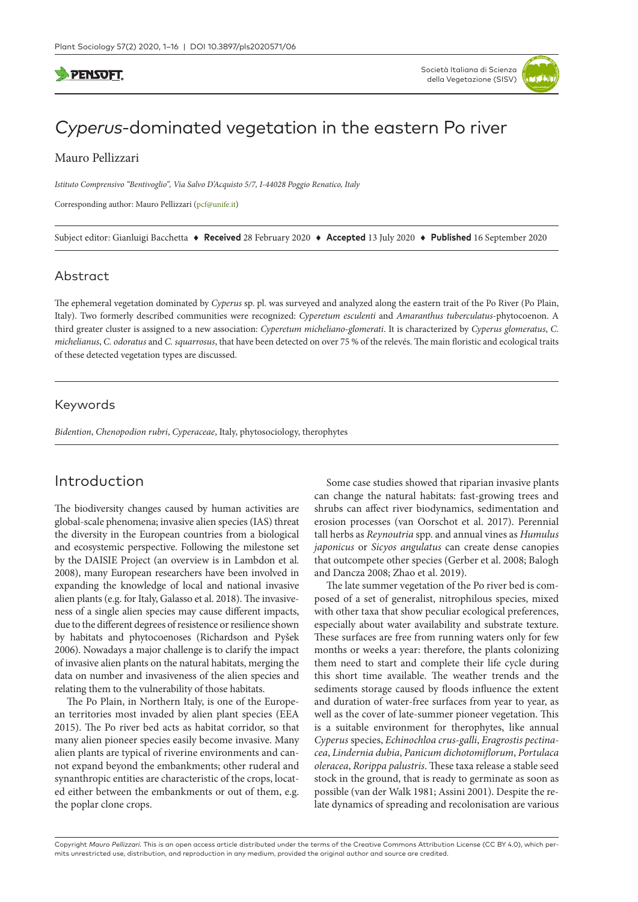# *Cyperus*-dominated vegetation in the eastern Po river

Mauro Pellizzari

*Istituto Comprensivo "Bentivoglio", Via Salvo D'Acquisto 5/7, I-44028 Poggio Renatico, Italy*

Corresponding author: Mauro Pellizzari (pcf@unife.it)

Subject editor: Gianluigi Bacchetta ♦ **Received** 28 February 2020 ♦ **Accepted** 13 July 2020 ♦ **Published** 16 September 2020

## Abstract

The ephemeral vegetation dominated by *Cyperus* sp. pl. was surveyed and analyzed along the eastern trait of the Po River (Po Plain, Italy). Two formerly described communities were recognized: *Cyperetum esculenti* and *Amaranthus tuberculatus*-phytocoenon. A third greater cluster is assigned to a new association: *Cyperetum micheliano-glomerati*. It is characterized by *Cyperus glomeratus*, *C. michelianus*, *C. odoratus* and *C. squarrosus*, that have been detected on over 75 % of the relevés. The main floristic and ecological traits of these detected vegetation types are discussed.

## Keywords

*Bidention*, *Chenopodion rubri*, *Cyperaceae*, Italy, phytosociology, therophytes

## Introduction

The biodiversity changes caused by human activities are global-scale phenomena; invasive alien species (IAS) threat the diversity in the European countries from a biological and ecosystemic perspective. Following the milestone set by the DAISIE Project (an overview is in Lambdon et al. 2008), many European researchers have been involved in expanding the knowledge of local and national invasive alien plants (e.g. for Italy, Galasso et al. 2018). The invasiveness of a single alien species may cause different impacts, due to the different degrees of resistence or resilience shown by habitats and phytocoenoses (Richardson and Pyšek 2006). Nowadays a major challenge is to clarify the impact of invasive alien plants on the natural habitats, merging the data on number and invasiveness of the alien species and relating them to the vulnerability of those habitats.

The Po Plain, in Northern Italy, is one of the European territories most invaded by alien plant species (EEA 2015). The Po river bed acts as habitat corridor, so that many alien pioneer species easily become invasive. Many alien plants are typical of riverine environments and cannot expand beyond the embankments; other ruderal and synanthropic entities are characteristic of the crops, located either between the embankments or out of them, e.g. the poplar clone crops.

Some case studies showed that riparian invasive plants can change the natural habitats: fast-growing trees and shrubs can affect river biodynamics, sedimentation and erosion processes (van Oorschot et al. 2017). Perennial tall herbs as *Reynoutria* spp. and annual vines as *Humulus japonicus* or *Sicyos angulatus* can create dense canopies that outcompete other species (Gerber et al. 2008; Balogh and Dancza 2008; Zhao et al. 2019).

The late summer vegetation of the Po river bed is composed of a set of generalist, nitrophilous species, mixed with other taxa that show peculiar ecological preferences, especially about water availability and substrate texture. These surfaces are free from running waters only for few months or weeks a year: therefore, the plants colonizing them need to start and complete their life cycle during this short time available. The weather trends and the sediments storage caused by floods influence the extent and duration of water-free surfaces from year to year, as well as the cover of late-summer pioneer vegetation. This is a suitable environment for therophytes, like annual *Cyperus* species, *Echinochloa crus-galli*, *Eragrostis pectinacea*, *Lindernia dubia*, *Panicum dichotomiflorum*, *Portulaca oleracea*, *Rorippa palustris*. These taxa release a stable seed stock in the ground, that is ready to germinate as soon as possible (van der Walk 1981; Assini 2001). Despite the relate dynamics of spreading and recolonisation are various

Copyright *Mauro Pellizzari*. This is an open access article distributed under the terms of the Creative Commons Attribution License (CC BY 4.0), which permits unrestricted use, distribution, and reproduction in any medium, provided the original author and source are credited.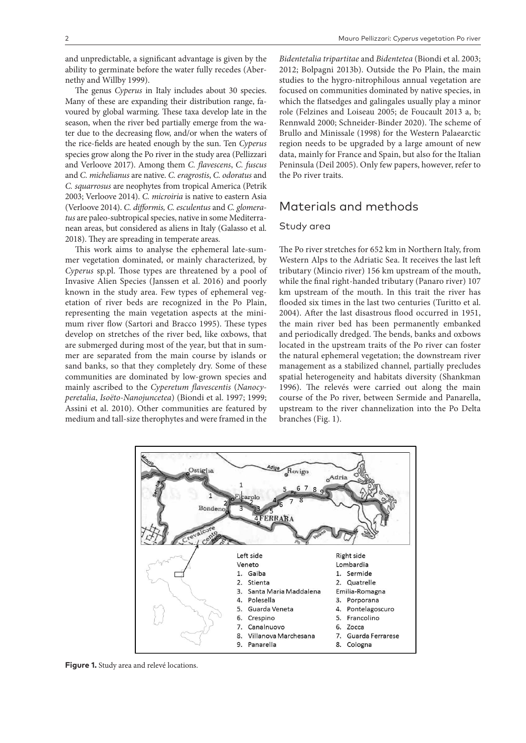and unpredictable, a significant advantage is given by the ability to germinate before the water fully recedes (Abernethy and Willby 1999).

The genus *Cyperus* in Italy includes about 30 species. Many of these are expanding their distribution range, favoured by global warming. These taxa develop late in the season, when the river bed partially emerge from the water due to the decreasing flow, and/or when the waters of the rice-fields are heated enough by the sun. Ten *Cyperus* species grow along the Po river in the study area (Pellizzari and Verloove 2017). Among them *C. flavescens*, *C. fuscus* and *C. michelianus* are native. *C. eragrostis*, *C. odoratus* and *C. squarrosus* are neophytes from tropical America (Petrik 2003; Verloove 2014). *C. microiria* is native to eastern Asia (Verloove 2014). *C. difformis, C. esculentus* and *C. glomeratus* are paleo-subtropical species, native in some Mediterranean areas, but considered as aliens in Italy (Galasso et al. 2018). They are spreading in temperate areas.

This work aims to analyse the ephemeral late-summer vegetation dominated, or mainly characterized, by *Cyperus* sp.pl. Those types are threatened by a pool of Invasive Alien Species (Janssen et al. 2016) and poorly known in the study area. Few types of ephemeral vegetation of river beds are recognized in the Po Plain, representing the main vegetation aspects at the minimum river flow (Sartori and Bracco 1995). These types develop on stretches of the river bed, like oxbows, that are submerged during most of the year, but that in summer are separated from the main course by islands or sand banks, so that they completely dry. Some of these communities are dominated by low-grown species and mainly ascribed to the *Cyperetum flavescentis* (*Nanocyperetalia*, *Isoëto-Nanojuncetea*) (Biondi et al. 1997; 1999; Assini et al. 2010). Other communities are featured by medium and tall-size therophytes and were framed in the *Bidentetalia tripartitae* and *Bidentetea* (Biondi et al. 2003; 2012; Bolpagni 2013b). Outside the Po Plain, the main studies to the hygro-nitrophilous annual vegetation are focused on communities dominated by native species, in which the flatsedges and galingales usually play a minor role (Felzines and Loiseau 2005; de Foucault 2013 a, b; Rennwald 2000; Schneider-Binder 2020). The scheme of Brullo and Minissale (1998) for the Western Palaearctic region needs to be upgraded by a large amount of new data, mainly for France and Spain, but also for the Italian Peninsula (Deil 2005). Only few papers, however, refer to the Po river traits.

## Materials and methods

### Study area

The Po river stretches for 652 km in Northern Italy, from Western Alps to the Adriatic Sea. It receives the last left tributary (Mincio river) 156 km upstream of the mouth, while the final right-handed tributary (Panaro river) 107 km upstream of the mouth. In this trait the river has flooded six times in the last two centuries (Turitto et al. 2004). After the last disastrous flood occurred in 1951, the main river bed has been permanently embanked and periodically dredged. The bends, banks and oxbows located in the upstream traits of the Po river can foster the natural ephemeral vegetation; the downstream river management as a stabilized channel, partially precludes spatial heterogeneity and habitats diversity (Shankman 1996). The relevés were carried out along the main course of the Po river, between Sermide and Panarella, upstream to the river channelization into the Po Delta branches (Fig. 1).

Left side
Veneto
1. Gaiba
2. Stienta
3. Santa Maria Maddalena
4. Polesella
5. Guarda Veneta
6. Crespino
7. Canalnuovo
8. Villanova Marchesana
9. Panarella

Right side
Lombardia
1. Sermide
2. Quatrelle
Emilia-Romagna
3. Porporana
4. Pontelagoscuro
5. Francolino
6. Zocca
7. Guarda Ferrarese
8. Cologna

**Figure 1.** Study area and relevé locations.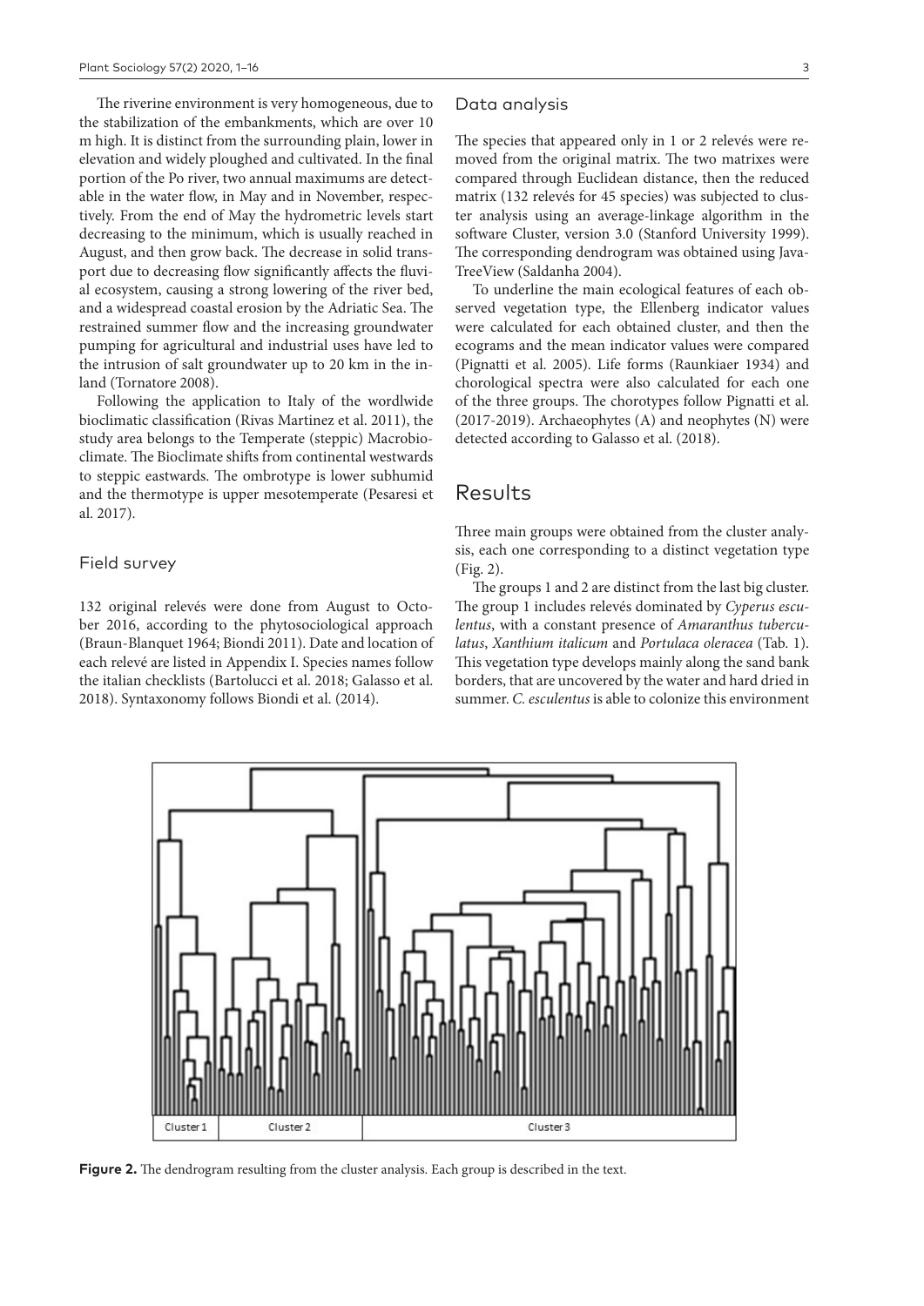The riverine environment is very homogeneous, due to the stabilization of the embankments, which are over 10 m high. It is distinct from the surrounding plain, lower in elevation and widely ploughed and cultivated. In the final portion of the Po river, two annual maximums are detectable in the water flow, in May and in November, respectively. From the end of May the hydrometric levels start decreasing to the minimum, which is usually reached in August, and then grow back. The decrease in solid transport due to decreasing flow significantly affects the fluvial ecosystem, causing a strong lowering of the river bed, and a widespread coastal erosion by the Adriatic Sea. The restrained summer flow and the increasing groundwater pumping for agricultural and industrial uses have led to the intrusion of salt groundwater up to 20 km in the inland (Tornatore 2008).

Following the application to Italy of the wordlwide bioclimatic classification (Rivas Martinez et al. 2011), the study area belongs to the Temperate (steppic) Macrobioclimate. The Bioclimate shifts from continental westwards to steppic eastwards. The ombrotype is lower subhumid and the thermotype is upper mesotemperate (Pesaresi et al. 2017).

## Field survey

132 original relevés were done from August to October 2016, according to the phytosociological approach (Braun-Blanquet 1964; Biondi 2011). Date and location of each relevé are listed in Appendix I. Species names follow the italian checklists (Bartolucci et al. 2018; Galasso et al. 2018). Syntaxonomy follows Biondi et al. (2014).

## Data analysis

The species that appeared only in 1 or 2 relevés were removed from the original matrix. The two matrixes were compared through Euclidean distance, then the reduced matrix (132 relevés for 45 species) was subjected to cluster analysis using an average-linkage algorithm in the software Cluster, version 3.0 (Stanford University 1999). The corresponding dendrogram was obtained using JavaTreeView (Saldanha 2004).

To underline the main ecological features of each observed vegetation type, the Ellenberg indicator values were calculated for each obtained cluster, and then the ecograms and the mean indicator values were compared (Pignatti et al. 2005). Life forms (Raunkiaer 1934) and chorological spectra were also calculated for each one of the three groups. The chorotypes follow Pignatti et al. (2017-2019). Archaeophytes (A) and neophytes (N) were detected according to Galasso et al. (2018).

# Results

Three main groups were obtained from the cluster analysis, each one corresponding to a distinct vegetation type (Fig. 2).

The groups 1 and 2 are distinct from the last big cluster. The group 1 includes relevés dominated by *Cyperus esculentus*, with a constant presence of *Amaranthus tuberculatus*, *Xanthium italicum* and *Portulaca oleracea* (Tab. 1). This vegetation type develops mainly along the sand bank borders, that are uncovered by the water and hard dried in summer. *C. esculentus* is able to colonize this environment

**Figure 2.** The dendrogram resulting from the cluster analysis. Each group is described in the text.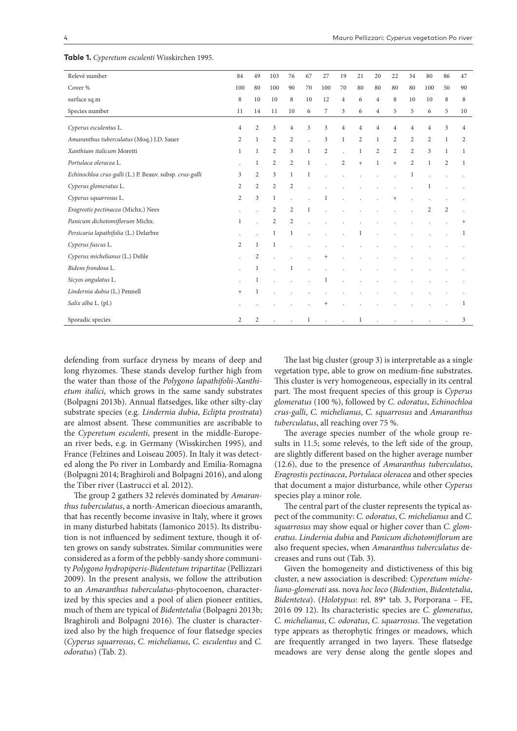**Table 1.** *Cyperetum esculenti* Wisskirchen 1995.

| Relevé number | 84 | 49 | 103 | 76 | 67 | 27 | 19 | 21 | 20 | 22 | 34 | 80 | 86 | 47 |
|---|---|---|---|---|---|---|---|---|---|---|---|---|---|---|
| Cover % | 100 | 80 | 100 | 90 | 70 | 100 | 70 | 80 | 80 | 80 | 80 | 100 | 50 | 90 |
| surface sq.m | 8 | 10 | 10 | 8 | 10 | 12 | 4 | 6 | 4 | 8 | 10 | 10 | 8 | 8 |
| Species number | 11 | 14 | 11 | 10 | 6 | 7 | 3 | 6 | 4 | 5 | 5 | 6 | 5 | 10 |
| *Cyperus esculentus* L. | 4 | 2 | 3 | 4 | 3 | 3 | 4 | 4 | 4 | 4 | 4 | 4 | 3 | 4 |
| *Amaranthus tuberculatus* (Moq.) J.D. Sauer | 2 | 1 | 2 | 2 | . | 3 | 1 | 2 | 1 | 2 | 2 | 2 | 1 | 2 |
| *Xanthium italicum* Moretti | 1 | 1 | 2 | 3 | 1 | 2 | . | 1 | 2 | 2 | 2 | 3 | 1 | 1 |
| *Portulaca oleracea* L. | . | 1 | 2 | 2 | 1 | . | 2 | + | 1 | + | 2 | 1 | 2 | 1 |
| *Echinochloa crus-galli* (L.) P. Beauv. subsp. *crus-galli* | 3 | 2 | 3 | 1 | 1 | . | . | . | . | . | 1 | . | . | . |
| *Cyperus glomeratus* L. | 2 | 2 | 2 | 2 | . | . | . | . | . | . | . | 1 | . | . |
| *Cyperus squarrosus* L. | 2 | 3 | 1 | . | . | 1 | . | . | . | + | . | . | . | . |
| *Eragrostis pectinacea* (Michx.) Nees | . | . | 2 | 2 | 1 | . | . | . | . | . | . | 2 | 2 | . |
| *Panicum dichotomiflorum* Michx. | 1 | . | 2 | 2 | . | . | . | . | . | . | . | . | . | + |
| *Persicaria lapathifolia* (L.) Delarbre | . | . | 1 | 1 | . | . | . | 1 | . | . | . | . | . | 1 |
| *Cyperus fuscus* L. | 2 | 1 | 1 | . | . | . | . | . | . | . | . | . | . | . |
| *Cyperus michelianus* (L.) Delile | . | 2 | . | . | . | + | . | . | . | . | . | . | . | . |
| *Bidens frondosa* L. | . | 1 | . | 1 | . | . | . | . | . | . | . | . | . | . |
| *Sicyos angulatus* L. | . | 1 | . | . | . | 1 | . | . | . | . | . | . | . | . |
| *Lindernia dubia* (L.) Pennell | + | 1 | . | . | . | . | . | . | . | . | . | . | . | . |
| *Salix alba* L. (pl.) | . | . | . | . | . | + | . | . | . | . | . | . | . | 1 |
| Sporadic species | 2 | 2 | . | . | 1 | . | . | 1 | . | . | . | . | . | 3 |

defending from surface dryness by means of deep and long rhyzomes. These stands develop further high from the water than those of the *Polygono lapathifolii-Xanthietum italici*, which grows in the same sandy substrates (Bolpagni 2013b). Annual flatsedges, like other silty-clay substrate species (e.g. *Lindernia dubia*, *Eclipta prostrata*) are almost absent. These communities are ascribable to the *Cyperetum esculenti*, present in the middle-European river beds, e.g. in Germany (Wisskirchen 1995), and France (Felzines and Loiseau 2005). In Italy it was detected along the Po river in Lombardy and Emilia-Romagna (Bolpagni 2014; Braghiroli and Bolpagni 2016), and along the Tiber river (Lastrucci et al. 2012).

The group 2 gathers 32 relevés dominated by *Amaranthus tuberculatus*, a north-American dioecious amaranth, that has recently become invasive in Italy, where it grows in many disturbed habitats (Iamonico 2015). Its distribution is not influenced by sediment texture, though it often grows on sandy substrates. Similar communities were considered as a form of the pebbly-sandy shore community *Polygono hydropiperis-Bidentetum tripartitae* (Pellizzari 2009). In the present analysis, we follow the attribution to an *Amaranthus tuberculatus*-phytocoenon, characterized by this species and a pool of alien pioneer entities, much of them are typical of *Bidentetalia* (Bolpagni 2013b; Braghiroli and Bolpagni 2016). The cluster is characterized also by the high frequence of four flatsedge species (*Cyperus squarrosus*, *C. michelianus*, *C. esculentus* and *C. odoratus*) (Tab. 2).

The last big cluster (group 3) is interpretable as a single vegetation type, able to grow on medium-fine substrates. This cluster is very homogeneous, especially in its central part. The most frequent species of this group is *Cyperus glomeratus* (100 %), followed by *C. odoratus*, *Echinochloa crus-galli*, *C. michelianus*, *C. squarrosus* and *Amaranthus tuberculatus*, all reaching over 75 %.

The average species number of the whole group results in 11.5; some relevés, to the left side of the group, are slightly different based on the higher average number (12.6), due to the presence of *Amaranthus tuberculatus*, *Eragrostis pectinacea*, *Portulaca oleracea* and other species that document a major disturbance, while other *Cyperus* species play a minor role.

The central part of the cluster represents the typical aspect of the community: *C. odoratus*, *C. michelianus* and *C. squarrosus* may show equal or higher cover than *C. glomeratus*. *Lindernia dubia* and *Panicum dichotomiflorum* are also frequent species, when *Amaranthus tuberculatus* decreases and runs out (Tab. 3).

Given the homogeneity and distictiveness of this big cluster, a new association is described: *Cyperetum micheliano-glomerati* ass. nova *hoc loco* (*Bidention*, *Bidentetalia*, *Bidentetea*). (*Holotypus*: rel. 89* tab. 3, Porporana – FE, 2016 09 12). Its characteristic species are *C. glomeratus*, *C. michelianus*, *C. odoratus*, *C. squarrosus*. The vegetation type appears as therophytic fringes or meadows, which are frequently arranged in two layers. These flatsedge meadows are very dense along the gentle slopes and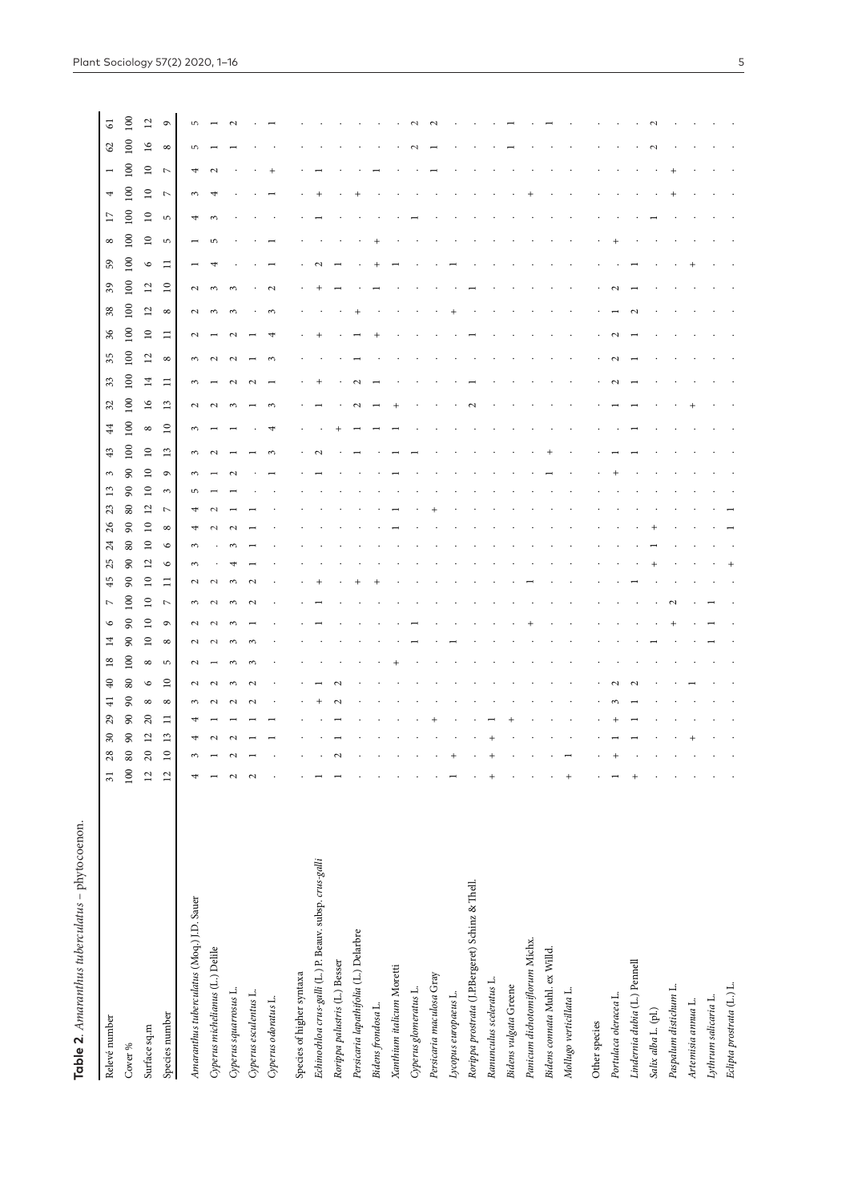**Table 2.** *Amaranthus tuberculatus* – phytocoenon.

| Relevé number | 31 | 28 | 30 | 29 | 41 | 40 | 18 | 14 | 6 | 7 | 45 | 25 | 24 | 26 | 23 | 13 | 3 | 43 | 44 | 32 | 33 | 35 | 36 | 38 | 39 | 59 | 8 | 17 | 4 | 1 | 62 | 61 |
|---|---|---|---|---|---|---|---|---|---|---|---|---|---|---|---|---|---|---|---|---|---|---|---|---|---|---|---|---|---|---|---|---|
| Cover % | 100 | 80 | 90 | 90 | 90 | 80 | 100 | 90 | 90 | 100 | 90 | 90 | 80 | 90 | 80 | 90 | 90 | 100 | 100 | 100 | 100 | 100 | 100 | 100 | 100 | 100 | 100 | 100 | 100 | 100 | 100 | 100 |
| Surface sq.m | 12 | 20 | 12 | 20 | 8 | 6 | 8 | 10 | 10 | 10 | 10 | 12 | 10 | 10 | 12 | 10 | 10 | 10 | 8 | 16 | 14 | 12 | 10 | 12 | 12 | 6 | 10 | 10 | 10 | 10 | 16 | 12 |
| Species number | 12 | 10 | 13 | 11 | 8 | 10 | 5 | 8 | 9 | 7 | 11 | 6 | 6 | 8 | 7 | 3 | 9 | 13 | 10 | 13 | 11 | 8 | 11 | 8 | 10 | 11 | 5 | 5 | 7 | 7 | 8 | 9 |
| *Amaranthus tuberculatus* (Moq.) J.D. Sauer | 4 | 3 | 4 | 4 | 3 | 2 | 2 | 2 | 2 | 3 | 2 | 3 | 3 | 4 | 4 | 5 | 3 | 3 | 3 | 2 | 3 | 3 | 2 | 2 | 2 | 1 | 1 | 4 | 3 | 4 | 5 | 5 |
| *Cyperus michelianus* (L.) Delile | 1 | 1 | 2 | 1 | 2 | 2 | 1 | 2 | 2 | 2 | 2 | . | . | 2 | 2 | 1 | 1 | 2 | 1 | 2 | 1 | 2 | 1 | 3 | 3 | 4 | 5 | 3 | 4 | 2 | 1 | 1 |
| *Cyperus squarrosus* L. | 2 | 2 | 2 | 1 | 2 | 3 | 3 | 3 | 3 | 3 | 3 | 4 | 3 | 2 | 1 | 1 | 2 | 1 | 1 | 3 | 2 | 2 | 2 | 3 | 3 | . | . | . | . | . | 1 | 2 |
| *Cyperus esculentus* L. | 2 | 1 | 1 | 1 | 2 | 2 | 3 | 3 | 1 | 2 | 2 | 1 | 1 | 1 | 1 | . | . | 1 | . | 1 | 2 | 1 | 1 | . | . | . | . | . | . | . | . | . |
| *Cyperus odoratus* L. | . | . | 1 | 1 | . | . | . | . | . | . | . | . | . | . | . | . | 1 | 3 | 4 | 3 | 1 | 3 | 4 | 3 | 2 | 1 | 1 | . | 1 | + | . | 1 |
| Species of higher syntaxa | | | | | | | | | | | | | | | | | | | | | | | | | | | | | | | | |
| *Echinochloa crus-galli* (L.) P. Beauv. subsp. *crus-galli* | 1 | . | . | . | + | 1 | . | . | 1 | 1 | + | . | . | . | . | . | 1 | 2 | . | 1 | + | . | + | . | + | 2 | . | 1 | + | 1 | . | . |
| *Rorippa palustris* (L.) Besser | 1 | 2 | 1 | 1 | 2 | 2 | . | . | . | . | . | . | . | . | . | . | . | . | + | . | . | . | . | . | 1 | 1 | . | . | . | . | . | . |
| *Persicaria lapathifolia* (L.) Delarbre | . | . | . | . | . | . | . | . | . | . | + | . | . | . | . | . | . | 1 | 1 | 2 | 2 | 1 | 1 | + | . | . | . | . | + | . | . | . |
| *Bidens frondosa* L. | . | . | . | . | . | . | . | . | . | . | + | . | . | . | . | . | . | 1 | 1 | 1 | 1 | . | + | . | 1 | + | + | . | . | 1 | . | . |
| *Xanthium italicum* Moretti | . | . | . | . | . | . | + | . | . | . | . | . | . | 1 | 1 | . | 1 | 1 | 1 | + | . | . | . | . | . | 1 | . | . | . | . | . | . |
| *Cyperus glomeratus* L. | . | . | . | . | . | . | . | 1 | 1 | . | . | . | . | . | . | . | . | 1 | . | . | . | . | . | . | . | . | . | 1 | . | . | 2 | 2 |
| *Persicaria maculosa* Gray | . | . | + | . | . | . | . | . | . | . | . | . | . | . | + | . | . | . | . | . | . | . | . | . | . | . | . | . | . | 1 | 1 | 2 |
| *Lycopus europaeus* L. | 1 | + | . | . | . | . | . | 1 | . | . | . | . | . | . | . | . | . | . | . | . | . | . | . | + | . | 1 | . | . | . | . | . | . |
| *Rorippa prostrata* (J.P.Bergeret) Schinz & Thell. | . | . | . | . | . | . | . | . | . | . | . | . | . | . | . | . | . | . | . | 2 | 1 | . | 1 | . | 1 | . | . | . | . | . | . | . |
| *Ranunculus sceleratus* L. | + | + | 1 | . | . | . | . | . | . | . | . | . | . | . | . | . | . | . | . | . | . | . | . | . | . | . | . | . | . | . | . | . |
| *Bidens vulgata* Greene | . | . | . | + | . | . | . | . | . | . | . | . | . | . | . | . | . | . | . | . | . | . | . | . | . | . | . | . | . | . | 1 | 1 |
| *Panicum dichotomiflorum* Michx. | . | . | . | . | . | . | . | . | + | . | 1 | . | . | . | . | . | . | . | . | . | . | . | . | . | . | . | . | . | + | . | . | . |
| *Bidens connata* Muhl. ex Willd. | . | . | . | . | . | . | . | . | . | . | . | . | . | . | . | . | 1 | + | . | . | . | . | . | . | . | . | . | . | . | . | . | 1 |
| *Mollugo verticillata* L. | + | 1 | . | . | . | . | . | . | . | . | . | . | . | . | . | . | . | . | . | . | . | . | . | . | . | . | . | . | . | . | . | . |
| Other species | | | | | | | | | | | | | | | | | | | | | | | | | | | | | | | | |
| *Portulaca oleracea* L. | 1 | + | 1 | + | 3 | 2 | . | . | . | . | . | . | . | . | . | + | 1 | . | . | 1 | 2 | 2 | 2 | 1 | 2 | . | + | . | . | . | . | . |
| *Lindernia dubia* (L.) Pennell | + | . | 1 | 1 | 1 | 2 | . | . | . | . | 1 | . | . | . | . | . | 1 | . | 1 | 1 | 1 | 1 | 1 | 2 | 1 | 1 | . | . | . | . | . | . |
| *Salix alba* L. (pl.) | . | . | . | . | . | . | . | 1 | . | . | . | + | 1 | + | . | . | . | . | . | . | . | . | . | . | . | . | . | 1 | . | . | . | . |
| *Paspalum distichum* L. | . | . | . | . | . | . | . | . | + | 2 | . | . | . | . | . | . | . | . | . | . | . | . | . | . | . | . | . | . | + | . | 2 | 2 |
| *Artemisia annua* L. | . | + | . | . | 1 | . | . | . | . | . | . | . | . | . | . | . | . | . | . | + | . | . | . | . | . | + | . | . | . | . | . | . |
| *Lythrum salicaria* L. | . | . | . | . | . | . | . | 1 | 1 | 1 | . | . | . | . | . | . | . | . | . | . | . | . | . | . | . | . | . | . | . | . | . | . |
| *Eclipta prostrata* (L.) L. | . | . | . | . | . | . | . | . | . | . | + | . | . | 1 | 1 | . | . | . | . | . | . | . | . | . | . | . | . | . | . | . | . | . |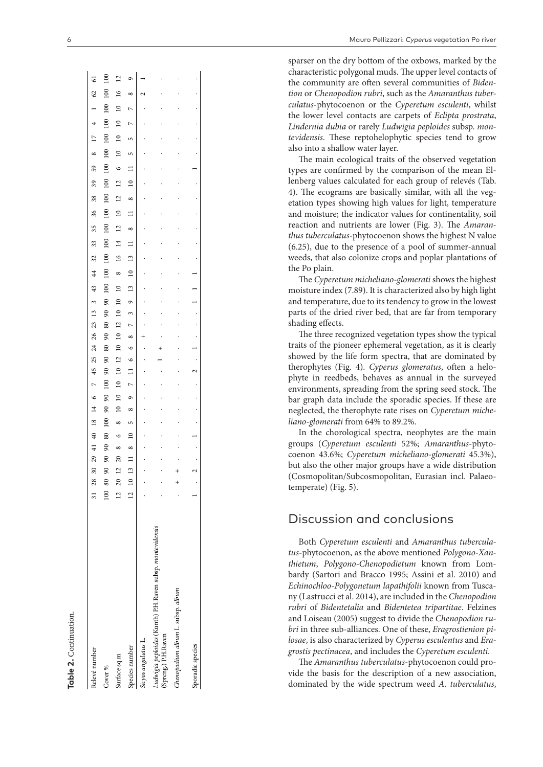**Table 2.** Continuation.

| Relevé number | 31 | 28 | 30 | 29 | 41 | 40 | 18 | 14 | 6 | 7 | 45 | 25 | 24 | 26 | 23 | 13 | 3 | 43 | 44 | 32 | 33 | 35 | 36 | 38 | 39 | 59 | 8 | 17 | 4 | 1 | 62 | 61 |
|---|---|---|---|---|---|---|---|---|---|---|---|---|---|---|---|---|---|---|---|---|---|---|---|---|---|---|---|---|---|---|---|---|
| Cover % | 100 | 80 | 90 | 90 | 90 | 80 | 100 | 90 | 90 | 100 | 90 | 90 | 80 | 90 | 80 | 90 | 90 | 100 | 100 | 100 | 100 | 100 | 100 | 100 | 100 | 100 | 100 | 100 | 100 | 100 | 100 | 100 |
| Surface sq.m | 12 | 20 | 12 | 20 | 8 | 6 | 8 | 10 | 10 | 10 | 10 | 12 | 10 | 10 | 12 | 10 | 10 | 10 | 8 | 16 | 14 | 12 | 10 | 12 | 12 | 6 | 10 | 10 | 10 | 10 | 16 | 12 |
| Species number | 12 | 10 | 13 | 11 | 8 | 10 | 5 | 8 | 9 | 7 | 11 | 6 | 6 | 8 | 7 | 3 | 9 | 13 | 10 | 13 | 11 | 8 | 11 | 8 | 10 | 11 | 5 | 5 | 7 | 7 | 8 | 9 |
| *Sicyos angulatus* L. | . | . | . | . | . | . | . | . | . | . | . | . | . | + | . | . | . | . | . | . | . | . | . | . | . | . | . | . | . | . | 2 | 1 |
| *Ludwigia peploides* (Kunth) P.H.Raven subsp. *montevidensis* (Spreng.) P.H.Raven | . | . | . | . | . | . | . | . | . | . | . | 1 | + | . | . | . | . | . | . | . | . | . | . | . | . | . | . | . | . | . | . | . |
| *Chenopodium album* L. subsp. *album* | + | + | . | . | . | . | . | . | . | . | . | . | . | . | . | . | . | . | . | . | . | . | . | . | . | . | . | . | . | . | . | . |
| Sporadic species | 1 | . | 2 | . | . | 1 | . | . | . | 2 | . | 1 | . | . | . | . | 1 | 1 | 1 | . | . | . | . | . | . | 1 | . | . | . | . | . | . |

sparser on the dry bottom of the oxbows, marked by the characteristic polygonal muds. The upper level contacts of the community are often several communities of *Bidention* or *Chenopodion rubri*, such as the *Amaranthus tuberculatus*-phytocoenon or the *Cyperetum esculenti*, whilst the lower level contacts are carpets of *Eclipta prostrata*, *Lindernia dubia* or rarely *Ludwigia peploides* subsp. *montevidensis*. These reptohelophytic species tend to grow also into a shallow water layer.

The main ecological traits of the observed vegetation types are confirmed by the comparison of the mean Ellenberg values calculated for each group of relevés (Tab. 4). The ecograms are basically similar, with all the vegetation types showing high values for light, temperature and moisture; the indicator values for continentality, soil reaction and nutrients are lower (Fig. 3). The *Amaranthus tuberculatus*-phytocoenon shows the highest N value (6.25), due to the presence of a pool of summer-annual weeds, that also colonize crops and poplar plantations of the Po plain.

The *Cyperetum micheliano-glomerati* shows the highest moisture index (7.89). It is characterized also by high light and temperature, due to its tendency to grow in the lowest parts of the dried river bed, that are far from temporary shading effects.

The three recognized vegetation types show the typical traits of the pioneer ephemeral vegetation, as it is clearly showed by the life form spectra, that are dominated by therophytes (Fig. 4). *Cyperus glomeratus*, often a helophyte in reedbeds, behaves as annual in the surveyed environments, spreading from the spring seed stock. The bar graph data include the sporadic species. If these are neglected, the therophyte rate rises on *Cyperetum micheliano-glomerati* from 64% to 89.2%.

In the chorological spectra, neophytes are the main groups (*Cyperetum esculenti* 52%; *Amaranthus*-phytocoenon 43.6%; *Cyperetum micheliano-glomerati* 45.3%), but also the other major groups have a wide distribution (Cosmopolitan/Subcosmopolitan, Eurasian incl. Palaeotemperate) (Fig. 5).

## Discussion and conclusions

Both *Cyperetum esculenti* and *Amaranthus tuberculatus*-phytocoenon, as the above mentioned *Polygono-Xanthietum*, *Polygono-Chenopodietum* known from Lombardy (Sartori and Bracco 1995; Assini et al. 2010) and *Echinochloo-Polygonetum lapathifolii* known from Tuscany (Lastrucci et al. 2014), are included in the *Chenopodion rubri* of *Bidentetalia* and *Bidentetea tripartitae*. Felzines and Loiseau (2005) suggest to divide the *Chenopodion rubri* in three sub-alliances. One of these, *Eragrostienion pilosae*, is also characterized by *Cyperus esculentus* and *Eragrostis pectinacea*, and includes the *Cyperetum esculenti*.

The *Amaranthus tuberculatus*-phytocoenon could provide the basis for the description of a new association, dominated by the wide spectrum weed *A. tuberculatus*,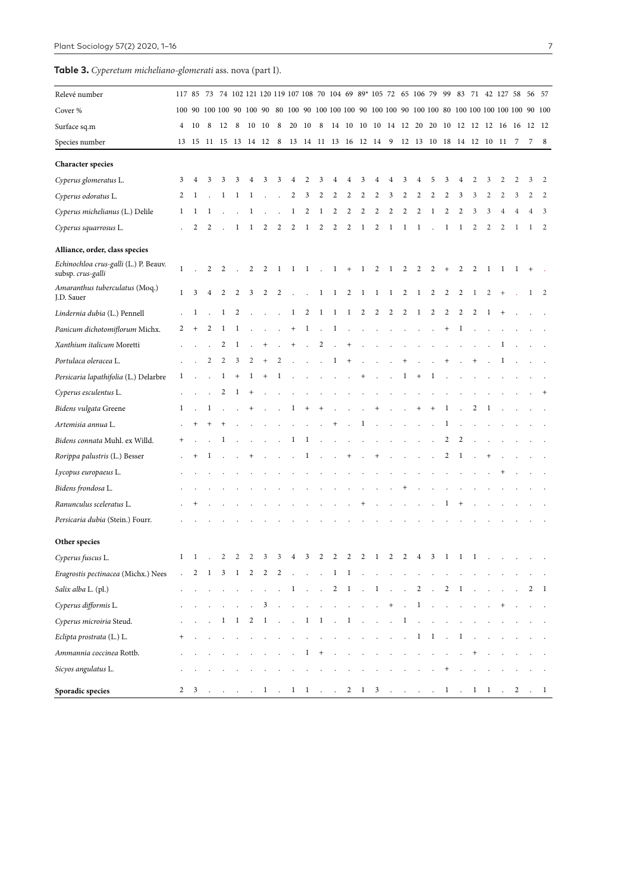**Table 3.** *Cyperetum micheliano-glomerati* ass. nova (part I).

| Relevé number | 117 | 85 | 73 | 74 | 102 | 121 | 120 | 119 | 107 | 108 | 70 | 104 | 69 | 89* | 105 | 72 | 65 | 106 | 79 | 99 | 83 | 71 | 42 | 127 | 58 | 56 | 57 |
|---|---|---|---|---|---|---|---|---|---|---|---|---|---|---|---|---|---|---|---|---|---|---|---|---|---|---|---|
| Cover % | 100 | 90 | 100 | 100 | 90 | 100 | 90 | 80 | 100 | 90 | 100 | 100 | 100 | 90 | 100 | 100 | 90 | 100 | 100 | 80 | 100 | 100 | 100 | 100 | 100 | 90 | 100 |
| Surface sq.m | 4 | 10 | 8 | 12 | 8 | 10 | 10 | 8 | 20 | 10 | 8 | 14 | 10 | 10 | 10 | 14 | 12 | 20 | 20 | 10 | 12 | 12 | 12 | 16 | 16 | 12 | 12 |
| Species number | 13 | 15 | 11 | 15 | 13 | 14 | 12 | 8 | 13 | 14 | 11 | 13 | 16 | 12 | 14 | 9 | 12 | 13 | 10 | 18 | 14 | 12 | 10 | 11 | 7 | 7 | 8 |
| **Character species** | | | | | | | | | | | | | | | | | | | | | | | | | | | |
| *Cyperus glomeratus* L. | 3 | 4 | 3 | 3 | 3 | 4 | 3 | 3 | 4 | 2 | 3 | 4 | 4 | 3 | 4 | 4 | 3 | 4 | 5 | 3 | 4 | 2 | 3 | 2 | 2 | 3 | 2 |
| *Cyperus odoratus* L. | 2 | 1 | . | 1 | 1 | 1 | . | . | 2 | 3 | 2 | 2 | 2 | 2 | 2 | 3 | 2 | 2 | 2 | 2 | 3 | 3 | 2 | 2 | 3 | 2 | 2 |
| *Cyperus michelianus* (L.) Delile | 1 | 1 | 1 | . | . | 1 | . | . | 1 | 2 | 1 | 2 | 2 | 2 | 2 | 2 | 2 | 2 | 1 | 2 | 2 | 3 | 3 | 4 | 4 | 4 | 3 |
| *Cyperus squarrosus* L. | . | 2 | 2 | . | 1 | 1 | 2 | 2 | 2 | 1 | 2 | 2 | 2 | 1 | 2 | 1 | 1 | 1 | . | 1 | 1 | 2 | 2 | 2 | 1 | 1 | 2 |
| **Alliance, order, class species** | | | | | | | | | | | | | | | | | | | | | | | | | | | |
| *Echinochloa crus-galli* (L.) P. Beauv. subsp. *crus-galli* | 1 | . | 2 | 2 | . | 2 | 2 | 1 | 1 | 1 | . | 1 | + | 1 | 2 | 1 | 2 | 2 | 2 | + | 2 | 2 | 1 | 1 | 1 | + | . |
| *Amaranthus tuberculatus* (Moq.) J.D. Sauer | 1 | 3 | 4 | 2 | 2 | 3 | 2 | 2 | . | . | 1 | 1 | 2 | 1 | 1 | 1 | 2 | 1 | 2 | 2 | 2 | 1 | 2 | + | . | 1 | 2 |
| *Lindernia dubia* (L.) Pennell | . | 1 | . | 1 | 2 | . | . | . | 1 | 2 | 1 | 1 | 1 | 2 | 2 | 2 | 2 | 1 | 2 | 2 | 2 | 2 | 1 | + | . | . | . |
| *Panicum dichotomiflorum* Michx. | 2 | + | 2 | 1 | 1 | . | . | . | + | 1 | . | 1 | . | . | . | . | . | . | . | + | 1 | . | . | . | . | . | . |
| *Xanthium italicum* Moretti | . | . | . | 2 | 1 | . | + | . | + | . | 2 | . | + | . | . | . | . | . | . | . | . | . | . | 1 | . | . | . |
| *Portulaca oleracea* L. | . | . | 2 | 2 | 3 | 2 | + | 2 | . | . | . | 1 | + | . | . | . | + | . | . | + | . | + | . | 1 | . | . | . |
| *Persicaria lapathifolia* (L.) Delarbre | 1 | . | . | 1 | + | 1 | + | 1 | . | . | . | . | . | + | . | . | 1 | + | 1 | . | . | . | . | . | . | . | . |
| *Cyperus esculentus* L. | . | . | . | 2 | 1 | + | . | . | . | . | . | . | . | . | . | . | . | . | . | . | . | . | . | . | . | . | + |
| *Bidens vulgata* Greene | 1 | . | 1 | . | . | + | . | . | 1 | + | + | . | . | . | + | . | . | + | + | 1 | . | 2 | 1 | . | . | . | . |
| *Artemisia annua* L. | . | + | + | + | . | . | . | . | . | . | . | + | . | 1 | . | . | . | . | . | 1 | . | . | . | . | . | . | . |
| *Bidens connata* Muhl. ex Willd. | + | . | . | 1 | . | . | . | . | 1 | 1 | . | . | . | . | . | . | . | . | . | 2 | 2 | . | . | . | . | . | . |
| *Rorippa palustris* (L.) Besser | . | + | 1 | . | . | + | . | . | . | 1 | . | . | + | . | + | . | . | . | . | 2 | 1 | . | + | . | . | . | . |
| *Lycopus europaeus* L. | . | . | . | . | . | . | . | . | . | . | . | . | . | . | . | . | . | . | . | . | . | . | . | + | . | . | . |
| *Bidens frondosa* L. | . | . | . | . | . | . | . | . | . | . | . | . | . | . | . | . | + | . | . | . | . | . | . | . | . | . | . |
| *Ranunculus sceleratus* L. | . | + | . | . | . | . | . | . | . | . | . | . | . | + | . | . | . | . | . | 1 | + | . | . | . | . | . | . |
| *Persicaria dubia* (Stein.) Fourr. | . | . | . | . | . | . | . | . | . | . | . | . | . | . | . | . | . | . | . | . | . | . | . | . | . | . | . |
| **Other species** | | | | | | | | | | | | | | | | | | | | | | | | | | | |
| *Cyperus fuscus* L. | 1 | 1 | . | 2 | 2 | 2 | 3 | 3 | 4 | 3 | 2 | 2 | 2 | 2 | 1 | 2 | 2 | 4 | 3 | 1 | 1 | 1 | . | . | . | . | . |
| *Eragrostis pectinacea* (Michx.) Nees | . | 2 | 1 | 3 | 1 | 2 | 2 | 2 | . | . | . | 1 | 1 | . | . | . | . | . | . | . | . | . | . | . | . | . | . |
| *Salix alba* L. (pl.) | . | . | . | . | . | . | . | . | 1 | . | . | 2 | 1 | . | 1 | . | . | 2 | . | 2 | 1 | . | . | . | . | 2 | 1 |
| *Cyperus difformis* L. | . | . | . | . | . | . | 3 | . | . | . | . | . | . | . | . | + | . | 1 | . | . | . | . | . | + | . | . | . |
| *Cyperus microiria* Steud. | . | . | . | 1 | 1 | 2 | 1 | . | . | 1 | 1 | . | 1 | . | . | . | 1 | . | . | . | . | . | . | . | . | . | . |
| *Eclipta prostrata* (L.) L. | + | . | . | . | . | . | . | . | . | . | . | . | . | . | . | . | . | 1 | 1 | . | 1 | . | . | . | . | . | . |
| *Ammannia coccinea* Rottb. | . | . | . | . | . | . | . | . | . | 1 | + | . | . | . | . | . | . | . | . | . | . | + | . | . | . | . | . |
| *Sicyos angulatus* L. | . | . | . | . | . | . | . | . | . | . | . | . | . | . | . | . | . | . | . | + | . | . | . | . | . | . | . |
| **Sporadic species** | 2 | 3 | . | . | . | . | 1 | . | 1 | 1 | . | . | 2 | 1 | 3 | . | . | . | . | 1 | . | 1 | 1 | . | 2 | . | 1 |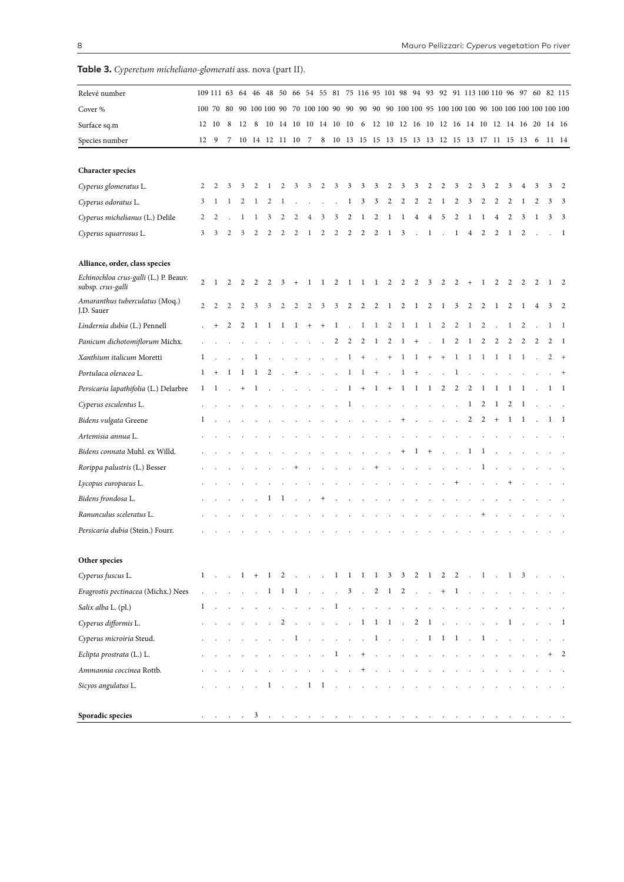**Table 3.** *Cyperetum micheliano-glomerati* ass. nova (part II).

| Relevé number | 109 | 111 | 63 | 64 | 46 | 48 | 50 | 66 | 54 | 55 | 81 | 75 | 116 | 95 | 101 | 98 | 94 | 93 | 92 | 91 | 113 | 100 | 110 | 96 | 97 | 60 | 82 | 115 |
|---|---|---|---|---|---|---|---|---|---|---|---|---|---|---|---|---|---|---|---|---|---|---|---|---|---|---|---|---|
| Cover % | 100 | 70 | 80 | 90 | 100 | 100 | 90 | 70 | 100 | 100 | 90 | 90 | 90 | 90 | 90 | 100 | 100 | 95 | 100 | 100 | 100 | 90 | 100 | 100 | 100 | 100 | 100 | 100 |
| Surface sq.m | 12 | 10 | 8 | 12 | 8 | 10 | 14 | 10 | 10 | 14 | 10 | 10 | 6 | 12 | 10 | 12 | 16 | 10 | 12 | 16 | 14 | 10 | 12 | 14 | 16 | 20 | 14 | 16 |
| Species number | 12 | 9 | 7 | 10 | 14 | 12 | 11 | 10 | 7 | 8 | 10 | 13 | 15 | 15 | 13 | 15 | 13 | 13 | 12 | 15 | 13 | 17 | 11 | 15 | 13 | 6 | 11 | 14 |
| **Character species** | | | | | | | | | | | | | | | | | | | | | | | | | | | | |
| *Cyperus glomeratus* L. | 2 | 2 | 3 | 3 | 2 | 1 | 2 | 3 | 3 | 2 | 3 | 3 | 3 | 3 | 2 | 3 | 3 | 2 | 2 | 3 | 2 | 3 | 2 | 3 | 4 | 3 | 3 | 2 |
| *Cyperus odoratus* L. | 3 | 1 | 1 | 2 | 1 | 2 | 1 | . | . | . | . | 1 | 3 | 3 | 2 | 2 | 2 | 2 | 1 | 2 | 3 | 2 | 2 | 2 | 1 | 2 | 3 | 3 |
| *Cyperus michelianus* (L.) Delile | 2 | 2 | . | 1 | 1 | 3 | 2 | 2 | 4 | 3 | 3 | 2 | 1 | 2 | 1 | 1 | 4 | 4 | 5 | 2 | 1 | 1 | 4 | 2 | 3 | 1 | 3 | 3 |
| *Cyperus squarrosus* L. | 3 | 3 | 2 | 3 | 2 | 2 | 2 | 2 | 1 | 2 | 2 | 2 | 2 | 2 | 1 | 3 | . | 1 | . | 1 | 4 | 2 | 2 | 1 | 2 | . | . | 1 |
| **Alliance, order, class species** | | | | | | | | | | | | | | | | | | | | | | | | | | | | |
| *Echinochloa crus-galli* (L.) P. Beauv. subsp. *crus-galli* | 2 | 1 | 2 | 2 | 2 | 2 | 3 | + | 1 | 1 | 2 | 1 | 1 | 1 | 2 | 2 | 2 | 3 | 2 | 2 | + | 1 | 2 | 2 | 2 | 2 | 1 | 2 |
| *Amaranthus tuberculatus* (Moq.) J.D. Sauer | 2 | 2 | 2 | 2 | 3 | 3 | 2 | 2 | 2 | 3 | 3 | 2 | 2 | 2 | 1 | 2 | 1 | 2 | 1 | 3 | 2 | 2 | 1 | 2 | 1 | 4 | 3 | 2 |
| *Lindernia dubia* (L.) Pennell | . | + | 2 | 2 | 1 | 1 | 1 | 1 | + | + | 1 | . | 1 | 1 | 2 | 1 | 1 | 1 | 2 | 2 | 1 | 2 | . | 1 | 2 | . | 1 | 1 |
| *Panicum dichotomiflorum* Michx. | . | . | . | . | . | . | . | . | . | . | 2 | 2 | 2 | 1 | 2 | 1 | + | . | 1 | 2 | 1 | 2 | 2 | 2 | 2 | 2 | 2 | 1 |
| *Xanthium italicum* Moretti | 1 | . | . | . | 1 | . | . | . | . | . | . | 1 | + | . | + | 1 | 1 | + | + | 1 | 1 | 1 | 1 | 1 | 1 | . | 2 | + |
| *Portulaca oleracea* L. | 1 | + | 1 | 1 | 1 | 2 | . | + | . | . | . | 1 | 1 | + | . | 1 | + | . | . | 1 | . | . | . | . | . | . | . | + |
| *Persicaria lapathifolia* (L.) Delarbre | 1 | 1 | . | + | 1 | . | . | . | . | . | . | 1 | + | 1 | + | 1 | 1 | 1 | 2 | 2 | 2 | 1 | 1 | 1 | 1 | . | 1 | 1 |
| *Cyperus esculentus* L. | . | . | . | . | . | . | . | . | . | . | 1 | . | . | . | . | . | . | . | . | . | 1 | 2 | 1 | 2 | 1 | . | . | . |
| *Bidens vulgata* Greene | 1 | . | . | . | . | . | . | . | . | . | . | . | . | . | . | + | . | . | . | . | 2 | 2 | + | 1 | 1 | . | 1 | 1 |
| *Artemisia annua* L. | . | . | . | . | . | . | . | . | . | . | . | . | . | . | . | . | . | . | . | . | . | . | . | . | . | . | . | . |
| *Bidens connata* Muhl. ex Willd. | . | . | . | . | . | . | . | . | . | . | . | . | . | . | . | + | 1 | + | . | . | 1 | 1 | . | . | . | . | . | . |
| *Rorippa palustris* (L.) Besser | . | . | . | . | . | . | . | + | . | . | . | . | + | . | . | . | . | . | . | . | . | 1 | . | . | . | . | . | . |
| *Lycopus europaeus* L. | . | . | . | . | . | . | . | . | . | . | . | . | . | . | . | . | . | . | . | + | . | . | . | + | . | . | . | . |
| *Bidens frondosa* L. | . | . | . | . | . | 1 | 1 | . | . | + | . | . | . | . | . | . | . | . | . | . | . | . | . | . | . | . | . | . |
| *Ranunculus sceleratus* L. | . | . | . | . | . | . | . | . | . | . | . | . | . | . | . | . | . | . | . | . | . | + | . | . | . | . | . | . |
| *Persicaria dubia* (Stein.) Fourr. | . | . | . | . | . | . | . | . | . | . | . | . | . | . | . | . | . | . | . | . | . | . | . | . | . | . | . | . |
| **Other species** | | | | | | | | | | | | | | | | | | | | | | | | | | | | |
| *Cyperus fuscus* L. | 1 | . | . | 1 | + | 1 | 2 | . | . | . | 1 | 1 | 1 | 1 | 3 | 3 | 2 | 1 | 2 | 2 | . | 1 | . | 1 | 3 | . | . | . |
| *Eragrostis pectinacea* (Michx.) Nees | . | . | . | . | . | 1 | 1 | 1 | . | . | . | 3 | . | 2 | 1 | 2 | . | . | + | 1 | . | . | . | . | . | . | . | . |
| *Salix alba* L. (pl.) | 1 | . | . | . | . | . | . | . | . | . | 1 | . | . | . | . | . | . | . | . | . | . | . | . | . | . | . | . | . |
| *Cyperus difformis* L. | . | . | . | . | . | . | 2 | . | . | . | . | 1 | 1 | 1 | . | 2 | 1 | . | . | . | . | . | . | 1 | . | . | . | 1 |
| *Cyperus microiria* Steud. | . | . | . | . | . | . | . | 1 | . | . | . | . | . | 1 | . | . | . | 1 | 1 | 1 | . | 1 | . | . | . | . | . | . |
| *Eclipta prostrata* (L.) L. | . | . | . | . | . | . | . | . | . | . | 1 | . | + | . | . | . | . | . | . | . | . | . | . | . | . | . | + | 2 |
| *Ammannia coccinea* Rottb. | . | . | . | . | . | . | . | . | . | . | . | . | + | . | . | . | . | . | . | . | . | . | . | . | . | . | . | . |
| *Sicyos angulatus* L. | . | . | . | . | . | 1 | . | . | 1 | 1 | . | . | . | . | . | . | . | . | . | . | . | . | . | . | . | . | . | . |
| **Sporadic species** | . | . | . | . | 3 | . | . | . | . | . | . | . | . | . | . | . | . | . | . | . | . | . | . | . | . | . | . | . |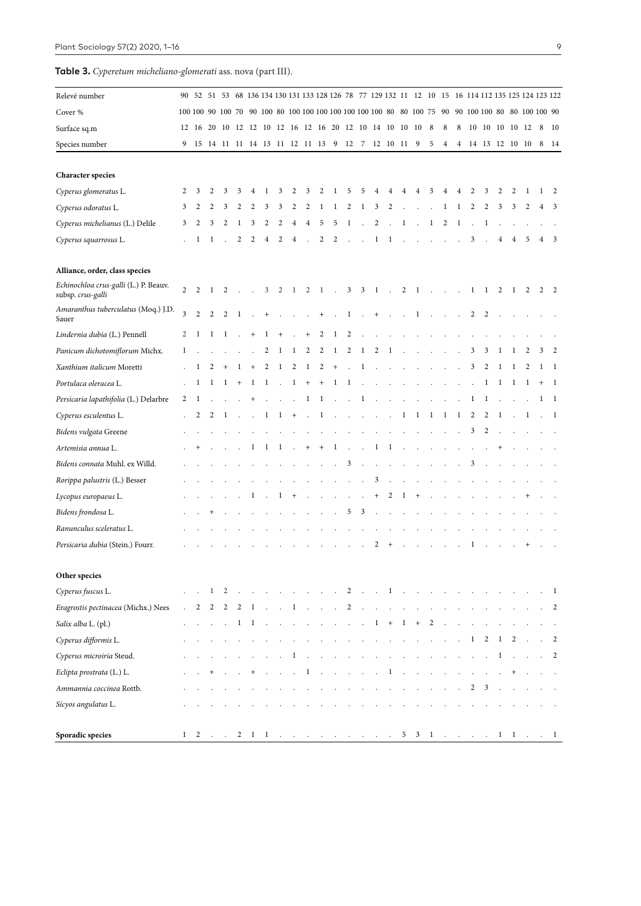**Table 3.** *Cyperetum micheliano-glomerati* ass. nova (part III).

| Relevé number | 90 | 52 | 51 | 53 | 68 | 136 | 134 | 130 | 131 | 133 | 128 | 126 | 78 | 77 | 129 | 132 | 11 | 12 | 10 | 15 | 16 | 114 | 112 | 135 | 125 | 124 | 123 | 122 |
|---|---|---|---|---|---|---|---|---|---|---|---|---|---|---|---|---|---|---|---|---|---|---|---|---|---|---|---|---|
| Cover % | 100 | 100 | 90 | 100 | 70 | 90 | 100 | 80 | 100 | 100 | 100 | 100 | 100 | 100 | 80 | 80 | 100 | 75 | 90 | 90 | 100 | 100 | 80 | 80 | 100 | 100 | 90 | |
| Surface sq.m | 12 | 16 | 20 | 10 | 12 | 12 | 10 | 12 | 16 | 12 | 16 | 20 | 12 | 10 | 14 | 10 | 10 | 10 | 8 | 8 | 8 | 10 | 10 | 10 | 10 | 12 | 8 | 10 |
| Species number | 9 | 15 | 14 | 11 | 11 | 14 | 13 | 11 | 12 | 11 | 13 | 9 | 12 | 7 | 12 | 10 | 11 | 9 | 5 | 4 | 4 | 14 | 13 | 12 | 10 | 10 | 8 | 14 |
| **Character species** | | | | | | | | | | | | | | | | | | | | | | | | | | | | |
| *Cyperus glomeratus* L. | 2 | 3 | 2 | 3 | 3 | 4 | 1 | 3 | 2 | 3 | 2 | 1 | 5 | 5 | 4 | 4 | 4 | 4 | 3 | 4 | 4 | 2 | 3 | 2 | 2 | 1 | 1 | 2 |
| *Cyperus odoratus* L. | 3 | 2 | 2 | 3 | 2 | 2 | 3 | 3 | 2 | 2 | 1 | 1 | 2 | 1 | 3 | 2 | . | . | . | 1 | 1 | 2 | 2 | 3 | 3 | 2 | 4 | 3 |
| *Cyperus michelianus* (L.) Delile | 3 | 2 | 3 | 2 | 1 | 3 | 2 | 2 | 4 | 4 | 5 | 5 | 1 | . | 2 | . | 1 | . | 1 | 2 | 1 | . | 1 | . | . | . | . | . |
| *Cyperus squarrosus* L. | . | 1 | 1 | . | 2 | 2 | 4 | 2 | 4 | . | 2 | 2 | . | . | 1 | 1 | . | . | . | . | . | 3 | . | 4 | 4 | 5 | 4 | 3 |
| **Alliance, order, class species** | | | | | | | | | | | | | | | | | | | | | | | | | | | | |
| *Echinochloa crus-galli* (L.) P. Beauv. subsp. *crus-galli* | 2 | 2 | 1 | 2 | . | . | 3 | 2 | 1 | 2 | 1 | . | 3 | 3 | 1 | . | 2 | 1 | . | . | . | 1 | 1 | 2 | 1 | 2 | 2 | 2 |
| *Amaranthus tuberculatus* (Moq.) J.D. Sauer | 3 | 2 | 2 | 2 | 1 | . | + | . | . | . | + | . | 1 | . | + | . | . | 1 | . | . | . | 2 | 2 | . | . | . | . | . |
| *Lindernia dubia* (L.) Pennell | 2 | 1 | 1 | 1 | . | + | 1 | + | . | + | 2 | 1 | 2 | . | . | . | . | . | . | . | . | . | . | . | . | . | . | . |
| *Panicum dichotomiflorum* Michx. | 1 | . | . | . | . | . | 2 | 1 | 1 | 2 | 2 | 1 | 2 | 1 | 2 | 1 | . | . | . | . | . | 3 | 3 | 1 | 1 | 2 | 3 | 2 |
| *Xanthium italicum* Moretti | . | 1 | 2 | + | 1 | + | 2 | 1 | 2 | 1 | 2 | + | . | 1 | . | . | . | . | . | . | . | 3 | 2 | 1 | 1 | 2 | 1 | 1 |
| *Portulaca oleracea* L. | . | 1 | 1 | 1 | + | 1 | 1 | . | 1 | + | + | 1 | 1 | . | . | . | . | . | . | . | . | . | 1 | 1 | 1 | 1 | + | 1 |
| *Persicaria lapathifolia* (L.) Delarbre | 2 | 1 | . | . | . | + | . | . | . | 1 | 1 | . | . | 1 | . | . | . | . | . | . | . | 1 | 1 | . | . | . | 1 | 1 |
| *Cyperus esculentus* L. | . | 2 | 2 | 1 | . | . | 1 | 1 | + | . | 1 | . | . | . | . | . | 1 | 1 | 1 | 1 | 1 | 2 | 2 | 1 | . | 1 | . | 1 |
| *Bidens vulgata* Greene | . | . | . | . | . | . | . | . | . | . | . | . | . | . | . | . | . | . | . | . | . | 3 | 2 | . | . | . | . | . |
| *Artemisia annua* L. | . | + | . | . | . | 1 | 1 | 1 | . | + | + | 1 | . | . | 1 | 1 | . | . | . | . | . | . | . | + | . | . | . | . |
| *Bidens connata* Muhl. ex Willd. | . | . | . | . | . | . | . | . | . | . | . | . | 3 | . | . | . | . | . | . | . | . | 3 | . | . | . | . | . | . |
| *Rorippa palustris* (L.) Besser | . | . | . | . | . | . | . | . | . | . | . | . | . | . | 3 | . | . | . | . | . | . | . | . | . | . | . | . | . |
| *Lycopus europaeus* L. | . | . | . | . | . | 1 | . | 1 | + | . | . | . | . | . | + | 2 | 1 | + | . | . | . | . | . | . | . | + | . | . |
| *Bidens frondosa* L. | . | . | + | . | . | . | . | . | . | . | . | . | 5 | 3 | . | . | . | . | . | . | . | . | . | . | . | . | . | . |
| *Ranunculus sceleratus* L. | . | . | . | . | . | . | . | . | . | . | . | . | . | . | . | . | . | . | . | . | . | . | . | . | . | . | . | . |
| *Persicaria dubia* (Stein.) Fourr. | . | . | . | . | . | . | . | . | . | . | . | . | . | . | 2 | + | . | . | . | . | . | 1 | . | . | . | + | . | . |
| **Other species** | | | | | | | | | | | | | | | | | | | | | | | | | | | | |
| *Cyperus fuscus* L. | . | . | 1 | 2 | . | . | . | . | . | . | . | . | 2 | . | . | 1 | . | . | . | . | . | . | . | . | . | . | . | 1 |
| *Eragrostis pectinacea* (Michx.) Nees | . | 2 | 2 | 2 | 2 | 1 | . | . | 1 | . | . | . | 2 | . | . | . | . | . | . | . | . | . | . | . | . | . | . | 2 |
| *Salix alba* L. (pl.) | . | . | . | . | 1 | 1 | . | . | . | . | . | . | . | . | 1 | + | 1 | + | 2 | . | . | . | . | . | . | . | . | . |
| *Cyperus difformis* L. | . | . | . | . | . | . | . | . | . | . | . | . | . | . | . | . | . | . | . | . | . | 1 | 2 | 1 | 2 | . | . | 2 |
| *Cyperus microiria* Steud. | . | . | . | . | . | . | . | . | 1 | . | . | . | . | . | . | . | . | . | . | . | . | . | . | 1 | . | . | . | 2 |
| *Eclipta prostrata* (L.) L. | . | . | + | . | . | + | . | . | . | 1 | . | . | . | . | . | 1 | . | . | . | . | . | . | . | . | + | . | . | . |
| *Ammannia coccinea* Rottb. | . | . | . | . | . | . | . | . | . | . | . | . | . | . | . | . | . | . | . | . | . | 2 | 3 | . | . | . | . | . |
| *Sicyos angulatus* L. | . | . | . | . | . | . | . | . | . | . | . | . | . | . | . | . | . | . | . | . | . | . | . | . | . | . | . | . |
| **Sporadic species** | 1 | 2 | . | . | 2 | 1 | 1 | . | . | . | . | . | . | . | . | . | 5 | 3 | 1 | . | . | . | . | 1 | 1 | . | . | 1 |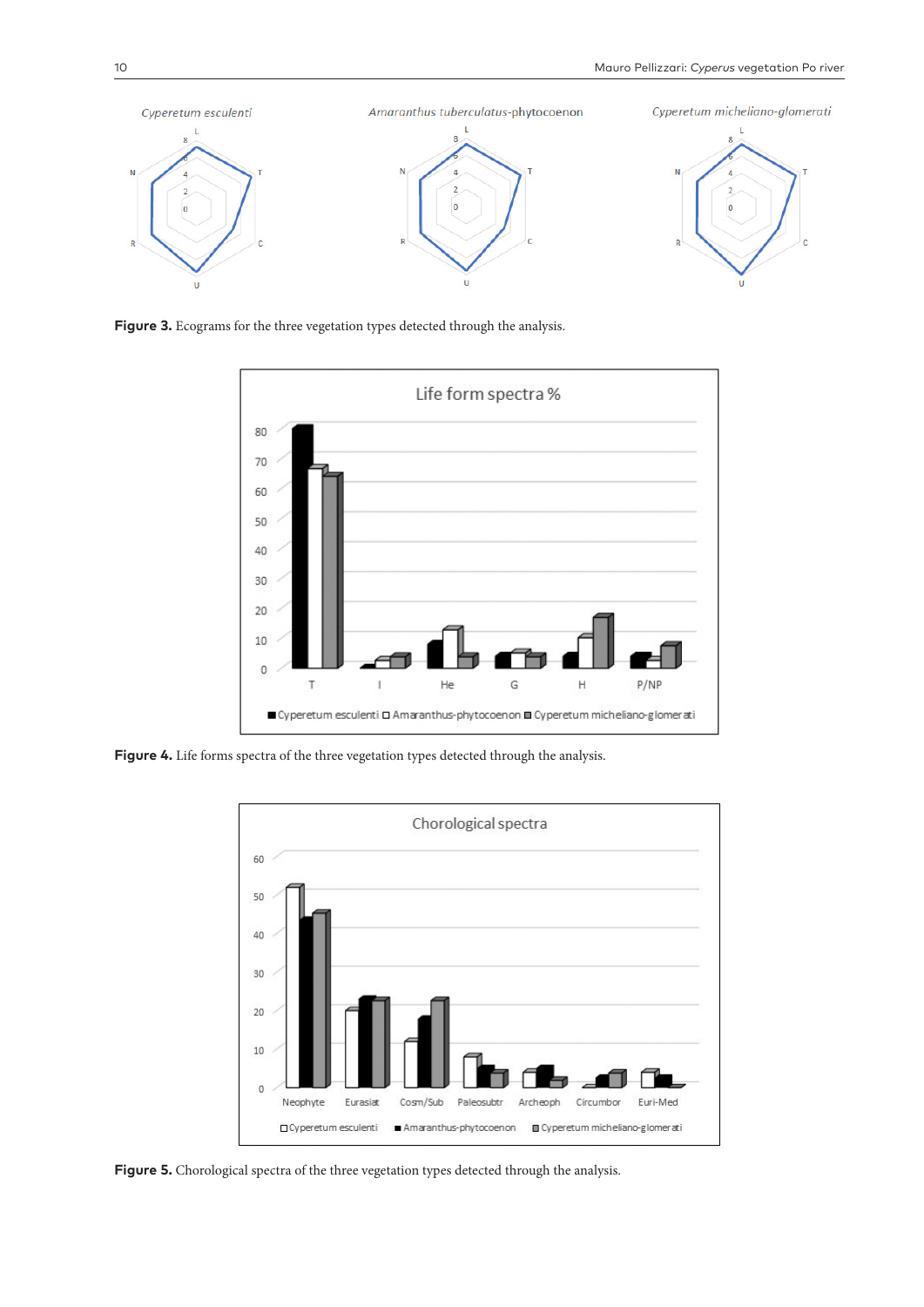**Figure 3.** Ecograms for the three vegetation types detected through the analysis.

**Figure 4.** Life forms spectra of the three vegetation types detected through the analysis.

**Figure 5.** Chorological spectra of the three vegetation types detected through the analysis.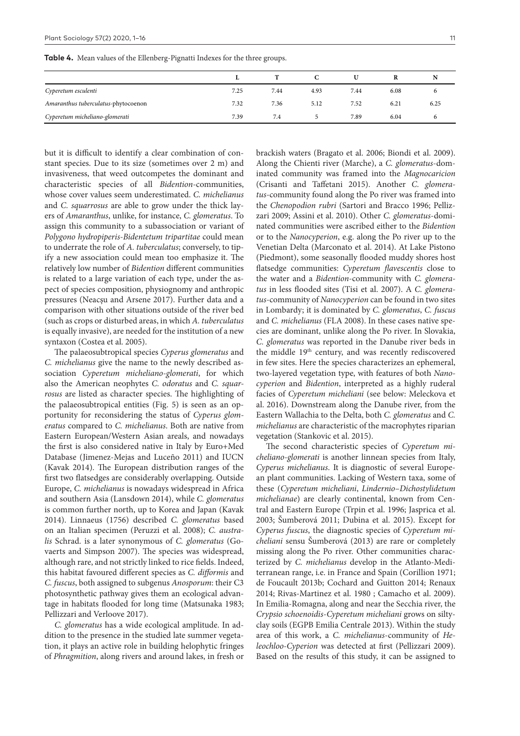**Table 4.** Mean values of the Ellenberg-Pignatti Indexes for the three groups.

| | L | T | C | U | R | N |
|---|---|---|---|---|---|---|
| *Cyperetum esculenti* | 7.25 | 7.44 | 4.93 | 7.44 | 6.08 | 6 |
| *Amaranthus tuberculatus*-phytocoenon | 7.32 | 7.36 | 5.12 | 7.52 | 6.21 | 6.25 |
| *Cyperetum micheliano-glomerati* | 7.39 | 7.4 | 5 | 7.89 | 6.04 | 6 |

but it is difficult to identify a clear combination of constant species. Due to its size (sometimes over 2 m) and invasiveness, that weed outcompetes the dominant and characteristic species of all *Bidention*-communities, whose cover values seem underestimated. *C. michelianus* and *C. squarrosus* are able to grow under the thick layers of *Amaranthus*, unlike, for instance, *C. glomeratus*. To assign this community to a subassociation or variant of *Polygono hydropiperis-Bidentetum tripartitae* could mean to underrate the role of *A. tuberculatus*; conversely, to tipify a new association could mean too emphasize it. The relatively low number of *Bidention* different communities is related to a large variation of each type, under the aspect of species composition, physiognomy and anthropic pressures (Neacșu and Arsene 2017). Further data and a comparison with other situations outside of the river bed (such as crops or disturbed areas, in which *A. tuberculatus* is equally invasive), are needed for the institution of a new syntaxon (Costea et al. 2005).

The palaeosubtropical species *Cyperus glomeratus* and *C. michelianus* give the name to the newly described association *Cyperetum micheliano-glomerati*, for which also the American neophytes *C. odoratus* and *C. squarrosus* are listed as character species. The highlighting of the palaeosubtropical entities (Fig. 5) is seen as an opportunity for reconsidering the status of *Cyperus glomeratus* compared to *C. michelianus*. Both are native from Eastern European/Western Asian areals, and nowadays the first is also considered native in Italy by Euro+Med Database (Jimenez-Mejas and Luceño 2011) and IUCN (Kavak 2014). The European distribution ranges of the first two flatsedges are considerably overlapping. Outside Europe, *C. michelianus* is nowadays widespread in Africa and southern Asia (Lansdown 2014), while *C. glomeratus* is common further north, up to Korea and Japan (Kavak 2014). Linnaeus (1756) described *C. glomeratus* based on an Italian specimen (Peruzzi et al. 2008); *C. australis* Schrad. is a later synonymous of *C. glomeratus* (Govaerts and Simpson 2007). The species was widespread, although rare, and not strictly linked to rice fields. Indeed, this habitat favoured different species as *C. difformis* and *C. fuscus*, both assigned to subgenus *Anosporum*: their C3 photosynthetic pathway gives them an ecological advantage in habitats flooded for long time (Matsunaka 1983; Pellizzari and Verloove 2017).

*C. glomeratus* has a wide ecological amplitude. In addition to the presence in the studied late summer vegetation, it plays an active role in building helophytic fringes of *Phragmition*, along rivers and around lakes, in fresh or brackish waters (Bragato et al. 2006; Biondi et al. 2009). Along the Chienti river (Marche), a *C. glomeratus*-dominated community was framed into the *Magnocaricion* (Crisanti and Taffetani 2015). Another *C. glomeratus*-community found along the Po river was framed into the *Chenopodion rubri* (Sartori and Bracco 1996; Pellizzari 2009; Assini et al. 2010). Other *C. glomeratus*-dominated communities were ascribed either to the *Bidention* or to the *Nanocyperion*, e.g. along the Po river up to the Venetian Delta (Marconato et al. 2014). At Lake Pistono (Piedmont), some seasonally flooded muddy shores host flatsedge communities: *Cyperetum flavescentis* close to the water and a *Bidention*-community with *C. glomeratus* in less flooded sites (Tisi et al. 2007). A *C. glomeratus*-community of *Nanocyperion* can be found in two sites in Lombardy; it is dominated by *C. glomeratus*, *C. fuscus* and *C. michelianus* (FLA 2008). In these cases native species are dominant, unlike along the Po river. In Slovakia, *C. glomeratus* was reported in the Danube river beds in the middle 19th century, and was recently rediscovered in few sites. Here the species characterizes an ephemeral, two-layered vegetation type, with features of both *Nanocyperion* and *Bidention*, interpreted as a highly ruderal facies of *Cyperetum micheliani* (see below: Meleckova et al. 2016). Downstream along the Danube river, from the Eastern Wallachia to the Delta, both *C. glomeratus* and *C. michelianus* are characteristic of the macrophytes riparian vegetation (Stankovic et al. 2015).

The second characteristic species of *Cyperetum micheliano-glomerati* is another linnean species from Italy, *Cyperus michelianus*. It is diagnostic of several European plant communities. Lacking of Western taxa, some of these (*Cyperetum micheliani*, *Lindernio–Dichostylidetum michelianae*) are clearly continental, known from Central and Eastern Europe (Trpin et al. 1996; Jasprica et al. 2003; Šumberová 2011; Dubina et al. 2015). Except for *Cyperus fuscus*, the diagnostic species of *Cyperetum micheliani* sensu Šumberová (2013) are rare or completely missing along the Po river. Other communities characterized by *C. michelianus* develop in the Atlanto-Mediterranean range, i.e. in France and Spain (Corillion 1971; de Foucault 2013b; Cochard and Guitton 2014; Renaux 2014; Rivas-Martinez et al. 1980 ; Camacho et al. 2009). In Emilia-Romagna, along and near the Secchia river, the *Crypsio schoenoidis-Cyperetum micheliani* grows on silty-clay soils (EGPB Emilia Centrale 2013). Within the study area of this work, a *C. michelianus*-community of *Heleochloo-Cyperion* was detected at first (Pellizzari 2009). Based on the results of this study, it can be assigned to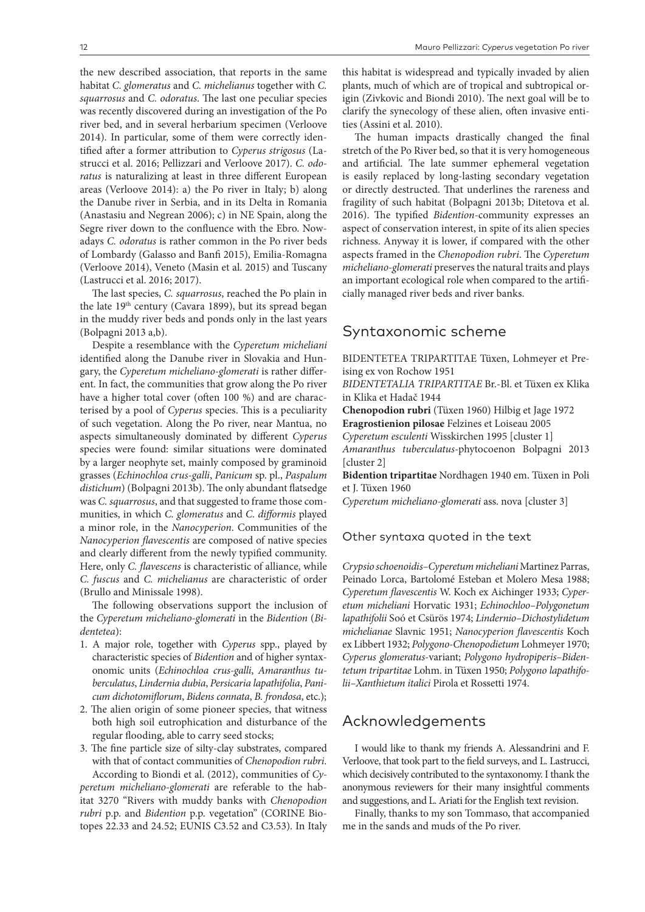the new described association, that reports in the same habitat *C. glomeratus* and *C. michelianus* together with *C. squarrosus* and *C. odoratus*. The last one peculiar species was recently discovered during an investigation of the Po river bed, and in several herbarium specimen (Verloove 2014). In particular, some of them were correctly identified after a former attribution to *Cyperus strigosus* (Lastrucci et al. 2016; Pellizzari and Verloove 2017). *C. odoratus* is naturalizing at least in three different European areas (Verloove 2014): a) the Po river in Italy; b) along the Danube river in Serbia, and in its Delta in Romania (Anastasiu and Negrean 2006); c) in NE Spain, along the Segre river down to the confluence with the Ebro. Nowadays *C. odoratus* is rather common in the Po river beds of Lombardy (Galasso and Banfi 2015), Emilia-Romagna (Verloove 2014), Veneto (Masin et al. 2015) and Tuscany (Lastrucci et al. 2016; 2017).

The last species, *C. squarrosus*, reached the Po plain in the late 19th century (Cavara 1899), but its spread began in the muddy river beds and ponds only in the last years (Bolpagni 2013 a,b).

Despite a resemblance with the *Cyperetum micheliani* identified along the Danube river in Slovakia and Hungary, the *Cyperetum micheliano-glomerati* is rather different. In fact, the communities that grow along the Po river have a higher total cover (often 100 %) and are characterised by a pool of *Cyperus* species. This is a peculiarity of such vegetation. Along the Po river, near Mantua, no aspects simultaneously dominated by different *Cyperus* species were found: similar situations were dominated by a larger neophyte set, mainly composed by graminoid grasses (*Echinochloa crus-galli*, *Panicum* sp. pl., *Paspalum distichum*) (Bolpagni 2013b). The only abundant flatsedge was *C. squarrosus*, and that suggested to frame those communities, in which *C. glomeratus* and *C. difformis* played a minor role, in the *Nanocyperion*. Communities of the *Nanocyperion flavescentis* are composed of native species and clearly different from the newly typified community. Here, only *C. flavescens* is characteristic of alliance, while *C. fuscus* and *C. michelianus* are characteristic of order (Brullo and Minissale 1998).

The following observations support the inclusion of the *Cyperetum micheliano-glomerati* in the *Bidention* (*Bidentetea*):

1. A major role, together with *Cyperus* spp., played by characteristic species of *Bidention* and of higher syntaxonomic units (*Echinochloa crus-galli*, *Amaranthus tuberculatus*, *Lindernia dubia*, *Persicaria lapathifolia*, *Panicum dichotomiflorum*, *Bidens connata*, *B. frondosa*, etc.);
2. The alien origin of some pioneer species, that witness both high soil eutrophication and disturbance of the regular flooding, able to carry seed stocks;
3. The fine particle size of silty-clay substrates, compared with that of contact communities of *Chenopodion rubri*.

According to Biondi et al. (2012), communities of *Cyperetum micheliano-glomerati* are referable to the habitat 3270 "Rivers with muddy banks with *Chenopodion rubri* p.p. and *Bidention* p.p. vegetation" (CORINE Biotopes 22.33 and 24.52; EUNIS C3.52 and C3.53). In Italy this habitat is widespread and typically invaded by alien plants, much of which are of tropical and subtropical origin (Zivkovic and Biondi 2010). The next goal will be to clarify the synecology of these alien, often invasive entities (Assini et al. 2010).

The human impacts drastically changed the final stretch of the Po River bed, so that it is very homogeneous and artificial. The late summer ephemeral vegetation is easily replaced by long-lasting secondary vegetation or directly destructed. That underlines the rareness and fragility of such habitat (Bolpagni 2013b; Ditetova et al. 2016). The typified *Bidention*-community expresses an aspect of conservation interest, in spite of its alien species richness. Anyway it is lower, if compared with the other aspects framed in the *Chenopodion rubri*. The *Cyperetum micheliano-glomerati* preserves the natural traits and plays an important ecological role when compared to the artificially managed river beds and river banks.

## Syntaxonomic scheme

BIDENTETEA TRIPARTITAE Tüxen, Lohmeyer et Preising ex von Rochow 1951

*BIDENTETALIA TRIPARTITAE* Br.-Bl. et Tüxen ex Klika in Klika et Hadač 1944

**Chenopodion rubri** (Tüxen 1960) Hilbig et Jage 1972

**Eragrostienion pilosae** Felzines et Loiseau 2005

*Cyperetum esculenti* Wisskirchen 1995 [cluster 1]

*Amaranthus tuberculatus*-phytocoenon Bolpagni 2013 [cluster 2]

**Bidention tripartitae** Nordhagen 1940 em. Tüxen in Poli et J. Tüxen 1960

*Cyperetum micheliano-glomerati* ass. nova [cluster 3]

### Other syntaxa quoted in the text

*Crypsio schoenoidis–Cyperetum micheliani* Martinez Parras, Peinado Lorca, Bartolomé Esteban et Molero Mesa 1988; *Cyperetum flavescentis* W. Koch ex Aichinger 1933; *Cyperetum micheliani* Horvatic 1931; *Echinochloo–Polygonetum lapathifolii* Soó et Csürös 1974; *Lindernio–Dichostylidetum michelianae* Slavnic 1951; *Nanocyperion flavescentis* Koch ex Libbert 1932; *Polygono-Chenopodietum* Lohmeyer 1970; *Cyperus glomeratus*-variant; *Polygono hydropiperis–Bidentetum tripartitae* Lohm. in Tüxen 1950; *Polygono lapathifolii–Xanthietum italici* Pirola et Rossetti 1974.

## Acknowledgements

I would like to thank my friends A. Alessandrini and F. Verloove, that took part to the field surveys, and L. Lastrucci, which decisively contributed to the syntaxonomy. I thank the anonymous reviewers for their many insightful comments and suggestions, and L. Ariati for the English text revision.

Finally, thanks to my son Tommaso, that accompanied me in the sands and muds of the Po river.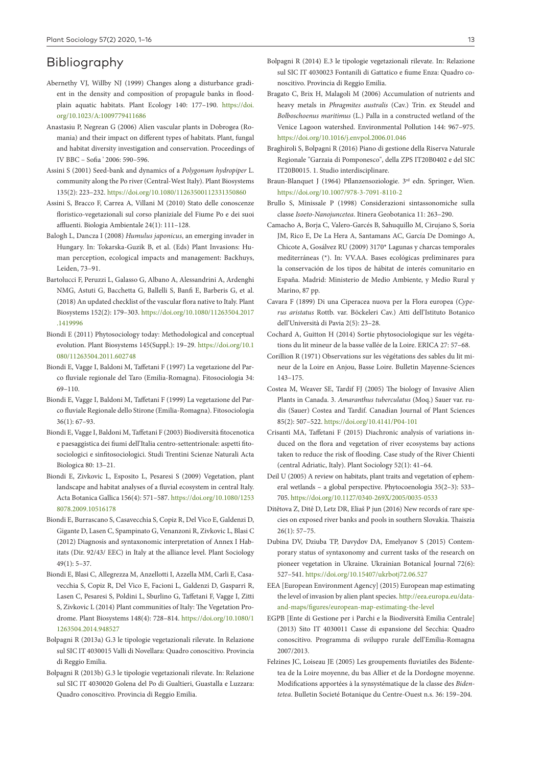## Bibliography

Abernethy VJ, Willby NJ (1999) Changes along a disturbance gradient in the density and composition of propagule banks in floodplain aquatic habitats. Plant Ecology 140: 177–190. https://doi.org/10.1023/A:1009779411686

Anastasiu P, Negrean G (2006) Alien vascular plants in Dobrogea (Romania) and their impact on different types of habitats. Plant, fungal and habitat diversity investigation and conservation. Proceedings of IV BBC – Sofia ' 2006: 590–596.

Assini S (2001) Seed-bank and dynamics of a *Polygonum hydropiper* L. community along the Po river (Central-West Italy). Plant Biosystems 135(2): 223–232. https://doi.org/10.1080/11263500112331350860

Assini S, Bracco F, Carrea A, Villani M (2010) Stato delle conoscenze floristico-vegetazionali sul corso planiziale del Fiume Po e dei suoi affluenti. Biologia Ambientale 24(1): 111–128.

Balogh L, Dancza I (2008) *Humulus japonicus*, an emerging invader in Hungary. In: Tokarska-Guzik B, et al. (Eds) Plant Invasions: Human perception, ecological impacts and management: Backhuys, Leiden, 73–91.

Bartolucci F, Peruzzi L, Galasso G, Albano A, Alessandrini A, Ardenghi NMG, Astuti G, Bacchetta G, Ballelli S, Banfi E, Barberis G, et al. (2018) An updated checklist of the vascular flora native to Italy. Plant Biosystems 152(2): 179–303. https://doi.org/10.1080/11263504.2017.1419996

Biondi E (2011) Phytosociology today: Methodological and conceptual evolution. Plant Biosystems 145(Suppl.): 19–29. https://doi.org/10.1080/11263504.2011.602748

Biondi E, Vagge I, Baldoni M, Taffetani F (1997) La vegetazione del Parco fluviale regionale del Taro (Emilia-Romagna). Fitosociologia 34: 69–110.

Biondi E, Vagge I, Baldoni M, Taffetani F (1999) La vegetazione del Parco fluviale Regionale dello Stirone (Emilia-Romagna). Fitosociologia 36(1): 67–93.

Biondi E, Vagge I, Baldoni M, Taffetani F (2003) Biodiversità fitocenotica e paesaggistica dei fiumi dell'Italia centro-settentrionale: aspetti fitosociologici e sinfitosociologici. Studi Trentini Scienze Naturali Acta Biologica 80: 13–21.

Biondi E, Zivkovic L, Esposito L, Pesaresi S (2009) Vegetation, plant landscape and habitat analyses of a fluvial ecosystem in central Italy. Acta Botanica Gallica 156(4): 571–587. https://doi.org/10.1080/12538078.2009.10516178

Biondi E, Burrascano S, Casavecchia S, Copiz R, Del Vico E, Galdenzi D, Gigante D, Lasen C, Spampinato G, Venanzoni R, Zivkovic L, Blasi C (2012) Diagnosis and syntaxonomic interpretation of Annex I Habitats (Dir. 92/43/ EEC) in Italy at the alliance level. Plant Sociology 49(1): 5–37.

Biondi E, Blasi C, Allegrezza M, Anzellotti I, Azzella MM, Carli E, Casavecchia S, Copiz R, Del Vico E, Facioni L, Galdenzi D, Gasparri R, Lasen C, Pesaresi S, Poldini L, Sburlino G, Taffetani F, Vagge I, Zitti S, Zivkovic L (2014) Plant communities of Italy: The Vegetation Prodrome. Plant Biosystems 148(4): 728–814. https://doi.org/10.1080/11263504.2014.948527

Bolpagni R (2013a) G.3 le tipologie vegetazionali rilevate. In Relazione sul SIC IT 4030015 Valli di Novellara: Quadro conoscitivo. Provincia di Reggio Emilia.

Bolpagni R (2013b) G.3 le tipologie vegetazionali rilevate. In: Relazione sul SIC IT 4030020 Golena del Po di Gualtieri, Guastalla e Luzzara: Quadro conoscitivo. Provincia di Reggio Emilia.

Bolpagni R (2014) E.3 le tipologie vegetazionali rilevate. In: Relazione sul SIC IT 4030023 Fontanili di Gattatico e fiume Enza: Quadro conoscitivo. Provincia di Reggio Emilia.

Bragato C, Brix H, Malagoli M (2006) Accumulation of nutrients and heavy metals in *Phragmites australis* (Cav.) Trin. ex Steudel and *Bolboschoenus maritimus* (L.) Palla in a constructed wetland of the Venice Lagoon watershed. Environmental Pollution 144: 967–975. https://doi.org/10.1016/j.envpol.2006.01.046

Braghiroli S, Bolpagni R (2016) Piano di gestione della Riserva Naturale Regionale "Garzaia di Pomponesco", della ZPS IT20B0402 e del SIC IT20B0015. 1. Studio interdisciplinare.

Braun-Blanquet J (1964) Pflanzensoziologie. 3rd edn. Springer, Wien. https://doi.org/10.1007/978-3-7091-8110-2

Brullo S, Minissale P (1998) Considerazioni sintassonomiche sulla classe *Isoeto-Nanojuncetea*. Itinera Geobotanica 11: 263–290.

Camacho A, Borja C, Valero-Garcés B, Sahuquillo M, Cirujano S, Soria JM, Rico E, De La Hera A, Santamans AC, García De Domingo A, Chicote A, Gosálvez RU (2009) 3170* Lagunas y charcas temporales mediterráneas (*). In: VV.AA. Bases ecológicas preliminares para la conservación de los tipos de hábitat de interés comunitario en España. Madrid: Ministerio de Medio Ambiente, y Medio Rural y Marino, 87 pp.

Cavara F (1899) Di una Ciperacea nuova per la Flora europea (*Cyperus aristatus* Rottb. var. Böckeleri Cav.) Atti dell'Istituto Botanico dell'Università di Pavia 2(5): 23–28.

Cochard A, Guitton H (2014) Sortie phytosociologique sur les végétations du lit mineur de la basse vallée de la Loire. ERICA 27: 57–68.

Corillion R (1971) Observations sur les végétations des sables du lit mineur de la Loire en Anjou, Basse Loire. Bulletin Mayenne-Sciences 143–175.

Costea M, Weaver SE, Tardif FJ (2005) The biology of Invasive Alien Plants in Canada. 3. *Amaranthus tuberculatus* (Moq.) Sauer var. rudis (Sauer) Costea and Tardif. Canadian Journal of Plant Sciences 85(2): 507–522. https://doi.org/10.4141/P04-101

Crisanti MA, Taffetani F (2015) Diachronic analysis of variations induced on the flora and vegetation of river ecosystems bay actions taken to reduce the risk of flooding. Case study of the River Chienti (central Adriatic, Italy). Plant Sociology 52(1): 41–64.

Deil U (2005) A review on habitats, plant traits and vegetation of ephemeral wetlands – a global perspective. Phytocoenologia 35(2–3): 533–705. https://doi.org/10.1127/0340-269X/2005/0035-0533

Ditětova Z, Ditě D, Letz DR, Eliaš P jun (2016) New records of rare species on exposed river banks and pools in southern Slovakia. Thaiszia 26(1): 57–75.

Dubina DV, Dziuba TP, Davydov DA, Emelyanov S (2015) Contemporary status of syntaxonomy and current tasks of the research on pioneer vegetation in Ukraine. Ukrainian Botanical Journal 72(6): 527–541. https://doi.org/10.15407/ukrbotj72.06.527

EEA [European Environment Agency] (2015) European map estimating the level of invasion by alien plant species. http://eea.europa.eu/data-and-maps/figures/european-map-estimating-the-level

EGPB [Ente di Gestione per i Parchi e la Biodiversità Emilia Centrale] (2013) Sito IT 4030011 Casse di espansione del Secchia: Quadro conoscitivo. Programma di sviluppo rurale dell'Emilia-Romagna 2007/2013.

Felzines JC, Loiseau JE (2005) Les groupements fluviatiles des Bidentetea de la Loire moyenne, du bas Allier et de la Dordogne moyenne. Modifications apportées à la synsystématique de la classe des *Bidentetea*. Bulletin Societé Botanique du Centre-Ouest n.s. 36: 159–204.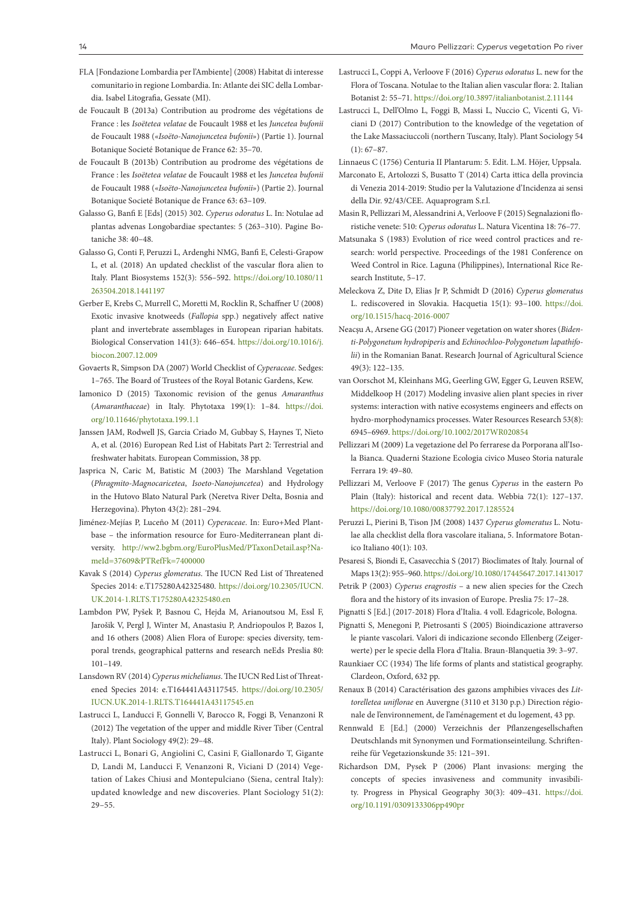FLA [Fondazione Lombardia per l'Ambiente] (2008) Habitat di interesse comunitario in regione Lombardia. In: Atlante dei SIC della Lombardia. Isabel Litografia, Gessate (MI).

de Foucault B (2013a) Contribution au prodrome des végétations de France : les *Isoëtetea velatae* de Foucault 1988 et les *Juncetea bufonii* de Foucault 1988 («*Isoëto-Nanojuncetea bufonii*») (Partie 1). Journal Botanique Societé Botanique de France 62: 35–70.

de Foucault B (2013b) Contribution au prodrome des végétations de France : les *Isoëtetea velatae* de Foucault 1988 et les *Juncetea bufonii* de Foucault 1988 («*Isoëto-Nanojuncetea bufonii*») (Partie 2). Journal Botanique Societé Botanique de France 63: 63–109.

Galasso G, Banfi E [Eds] (2015) 302. *Cyperus odoratus* L. In: Notulae ad plantas advenas Longobardiae spectantes: 5 (263–310). Pagine Botaniche 38: 40–48.

Galasso G, Conti F, Peruzzi L, Ardenghi NMG, Banfi E, Celesti-Grapow L, et al. (2018) An updated checklist of the vascular flora alien to Italy. Plant Biosystems 152(3): 556–592. https://doi.org/10.1080/11263504.2018.1441197

Gerber E, Krebs C, Murrell C, Moretti M, Rocklin R, Schaffner U (2008) Exotic invasive knotweeds (*Fallopia* spp.) negatively affect native plant and invertebrate assemblages in European riparian habitats. Biological Conservation 141(3): 646–654. https://doi.org/10.1016/j.biocon.2007.12.009

Govaerts R, Simpson DA (2007) World Checklist of *Cyperaceae*. Sedges: 1–765. The Board of Trustees of the Royal Botanic Gardens, Kew.

Iamonico D (2015) Taxonomic revision of the genus *Amaranthus* (*Amaranthaceae*) in Italy. Phytotaxa 199(1): 1–84. https://doi.org/10.11646/phytotaxa.199.1.1

Janssen JAM, Rodwell JS, Garcia Criado M, Gubbay S, Haynes T, Nieto A, et al. (2016) European Red List of Habitats Part 2: Terrestrial and freshwater habitats. European Commission, 38 pp.

Jasprica N, Caric M, Batistic M (2003) The Marshland Vegetation (*Phragmito-Magnocaricetea*, *Isoeto-Nanojuncetea*) and Hydrology in the Hutovo Blato Natural Park (Neretva River Delta, Bosnia and Herzegovina). Phyton 43(2): 281–294.

Jiménez-Mejías P, Luceño M (2011) *Cyperaceae*. In: Euro+Med Plantbase – the information resource for Euro-Mediterranean plant diversity. http://ww2.bgbm.org/EuroPlusMed/PTaxonDetail.asp?NameId=37609&PTRefFk=7400000

Kavak S (2014) *Cyperus glomeratus*. The IUCN Red List of Threatened Species 2014: e.T175280A42325480. https://doi.org/10.2305/IUCN.UK.2014-1.RLTS.T175280A42325480.en

Lambdon PW, Pyšek P, Basnou C, Hejda M, Arianoutsou M, Essl F, Jarošik V, Pergl J, Winter M, Anastasiu P, Andriopoulos P, Bazos I, and 16 others (2008) Alien Flora of Europe: species diversity, temporal trends, geographical patterns and research neEds Preslia 80: 101–149.

Lansdown RV (2014) *Cyperus michelianus*. The IUCN Red List of Threatened Species 2014: e.T164441A43117545. https://doi.org/10.2305/IUCN.UK.2014-1.RLTS.T164441A43117545.en

Lastrucci L, Landucci F, Gonnelli V, Barocco R, Foggi B, Venanzoni R (2012) The vegetation of the upper and middle River Tiber (Central Italy). Plant Sociology 49(2): 29–48.

Lastrucci L, Bonari G, Angiolini C, Casini F, Giallonardo T, Gigante D, Landi M, Landucci F, Venanzoni R, Viciani D (2014) Vegetation of Lakes Chiusi and Montepulciano (Siena, central Italy): updated knowledge and new discoveries. Plant Sociology 51(2): 29–55.

Lastrucci L, Coppi A, Verloove F (2016) *Cyperus odoratus* L. new for the Flora of Toscana. Notulae to the Italian alien vascular flora: 2. Italian Botanist 2: 55–71. https://doi.org/10.3897/italianbotanist.2.11144

Lastrucci L, Dell'Olmo L, Foggi B, Massi L, Nuccio C, Vicenti G, Viciani D (2017) Contribution to the knowledge of the vegetation of the Lake Massaciuccoli (northern Tuscany, Italy). Plant Sociology 54 (1): 67–87.

Linnaeus C (1756) Centuria II Plantarum: 5. Edit. L.M. Höjer, Uppsala.

Marconato E, Artolozzi S, Busatto T (2014) Carta ittica della provincia di Venezia 2014-2019: Studio per la Valutazione d'Incidenza ai sensi della Dir. 92/43/CEE. Aquaprogram S.r.l.

Masin R, Pellizzari M, Alessandrini A, Verloove F (2015) Segnalazioni floristiche venete: 510: *Cyperus odoratus* L. Natura Vicentina 18: 76–77.

Matsunaka S (1983) Evolution of rice weed control practices and research: world perspective. Proceedings of the 1981 Conference on Weed Control in Rice. Laguna (Philippines), International Rice Research Institute, 5–17.

Meleckova Z, Dite D, Elias Jr P, Schmidt D (2016) *Cyperus glomeratus* L. rediscovered in Slovakia. Hacquetia 15(1): 93–100. https://doi.org/10.1515/hacq-2016-0007

Neacşu A, Arsene GG (2017) Pioneer vegetation on water shores (*Bidenti-Polygonetum hydropiperis* and *Echinochloo-Polygonetum lapathifolii*) in the Romanian Banat. Research Journal of Agricultural Science 49(3): 122–135.

van Oorschot M, Kleinhans MG, Geerling GW, Egger G, Leuven RSEW, Middelkoop H (2017) Modeling invasive alien plant species in river systems: interaction with native ecosystems engineers and effects on hydro-morphodynamics processes. Water Resources Research 53(8): 6945–6969. https://doi.org/10.1002/2017WR020854

Pellizzari M (2009) La vegetazione del Po ferrarese da Porporana all'Isola Bianca. Quaderni Stazione Ecologia civico Museo Storia naturale Ferrara 19: 49–80.

Pellizzari M, Verloove F (2017) The genus *Cyperus* in the eastern Po Plain (Italy): historical and recent data. Webbia 72(1): 127–137. https://doi.org/10.1080/00837792.2017.1285524

Peruzzi L, Pierini B, Tison JM (2008) 1437 *Cyperus glomeratus* L. Notulae alla checklist della flora vascolare italiana, 5. Informatore Botanico Italiano 40(1): 103.

Pesaresi S, Biondi E, Casavecchia S (2017) Bioclimates of Italy. Journal of Maps 13(2): 955–960. https://doi.org/10.1080/17445647.2017.1413017

Petrik P (2003) *Cyperus eragrostis* – a new alien species for the Czech flora and the history of its invasion of Europe. Preslia 75: 17–28.

Pignatti S [Ed.] (2017-2018) Flora d'Italia. 4 voll. Edagricole, Bologna.

Pignatti S, Menegoni P, Pietrosanti S (2005) Bioindicazione attraverso le piante vascolari. Valori di indicazione secondo Ellenberg (Zeigerwerte) per le specie della Flora d'Italia. Braun-Blanquetia 39: 3–97.

Raunkiaer CC (1934) The life forms of plants and statistical geography. Clardeon, Oxford, 632 pp.

Renaux B (2014) Caractérisation des gazons amphibies vivaces des *Littorelletea uniflorae* en Auvergne (3110 et 3130 p.p.) Direction régionale de l'environnement, de l'aménagement et du logement, 43 pp.

Rennwald E [Ed.] (2000) Verzeichnis der Pflanzengesellschaften Deutschlands mit Synonymen und Formationseinteilung. Schriftenreihe für Vegetationskunde 35: 121–391.

Richardson DM, Pysek P (2006) Plant invasions: merging the concepts of species invasiveness and community invasibility. Progress in Physical Geography 30(3): 409–431. https://doi.org/10.1191/0309133306pp490pr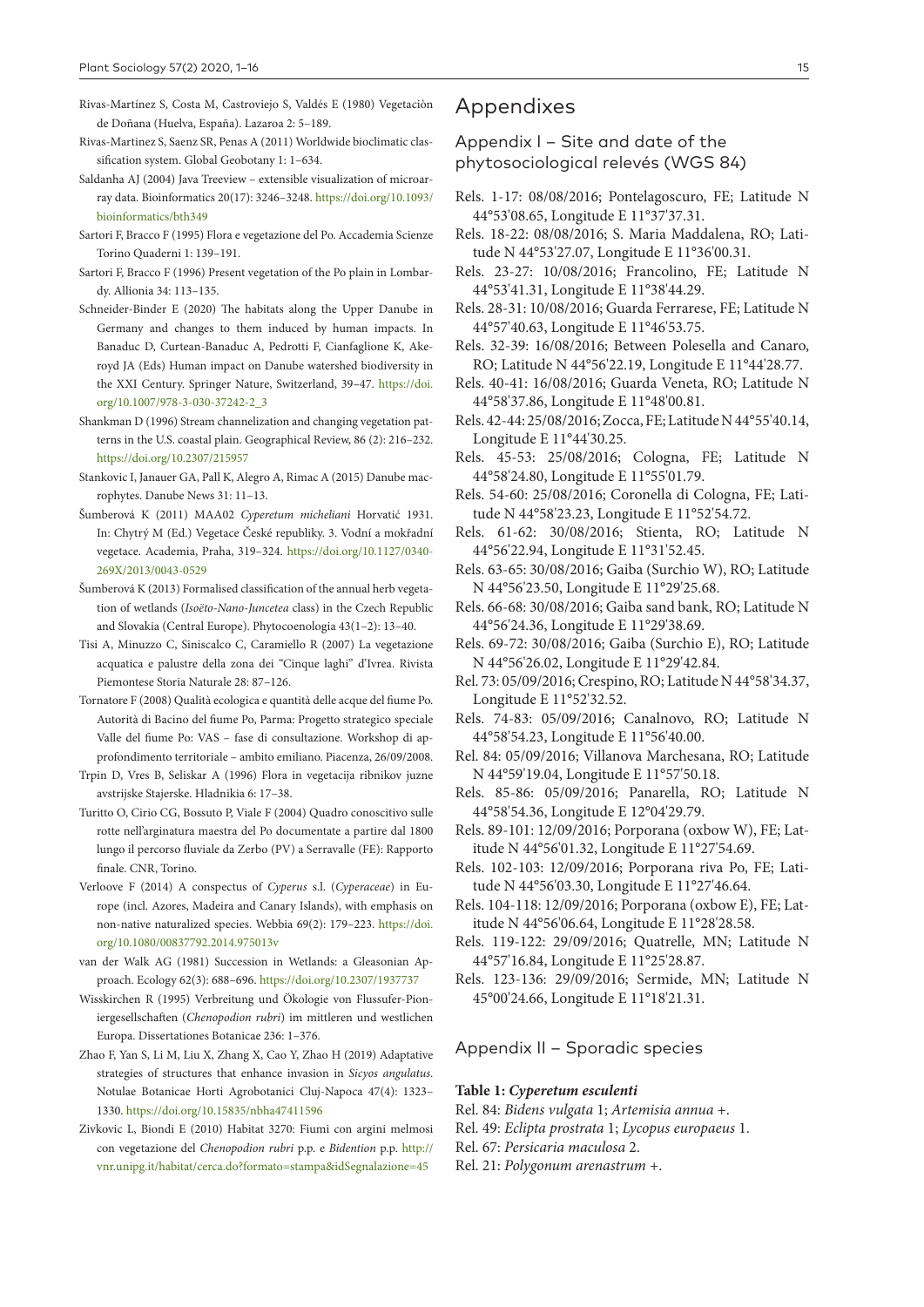Rivas-Martínez S, Costa M, Castroviejo S, Valdés E (1980) Vegetaciòn de Doñana (Huelva, España). Lazaroa 2: 5–189.

Rivas-Martinez S, Saenz SR, Penas A (2011) Worldwide bioclimatic classification system. Global Geobotany 1: 1–634.

Saldanha AJ (2004) Java Treeview – extensible visualization of microarray data. Bioinformatics 20(17): 3246–3248. https://doi.org/10.1093/bioinformatics/bth349

Sartori F, Bracco F (1995) Flora e vegetazione del Po. Accademia Scienze Torino Quaderni 1: 139–191.

Sartori F, Bracco F (1996) Present vegetation of the Po plain in Lombardy. Allionia 34: 113–135.

Schneider-Binder E (2020) The habitats along the Upper Danube in Germany and changes to them induced by human impacts. In Banaduc D, Curtean-Banaduc A, Pedrotti F, Cianfaglione K, Akeroyd JA (Eds) Human impact on Danube watershed biodiversity in the XXI Century. Springer Nature, Switzerland, 39–47. https://doi.org/10.1007/978-3-030-37242-2_3

Shankman D (1996) Stream channelization and changing vegetation patterns in the U.S. coastal plain. Geographical Review, 86 (2): 216–232. https://doi.org/10.2307/215957

Stankovic I, Janauer GA, Pall K, Alegro A, Rimac A (2015) Danube macrophytes. Danube News 31: 11–13.

Šumberová K (2011) MAA02 *Cyperetum micheliani* Horvatić 1931. In: Chytrý M (Ed.) Vegetace České republiky. 3. Vodní a mokřadní vegetace. Academia, Praha, 319–324. https://doi.org/10.1127/0340-269X/2013/0043-0529

Šumberová K (2013) Formalised classification of the annual herb vegetation of wetlands (*Isoëto-Nano-Juncetea* class) in the Czech Republic and Slovakia (Central Europe). Phytocoenologia 43(1–2): 13–40.

Tisi A, Minuzzo C, Siniscalco C, Caramiello R (2007) La vegetazione acquatica e palustre della zona dei "Cinque laghi" d'Ivrea. Rivista Piemontese Storia Naturale 28: 87–126.

Tornatore F (2008) Qualità ecologica e quantità delle acque del fiume Po. Autorità di Bacino del fiume Po, Parma: Progetto strategico speciale Valle del fiume Po: VAS – fase di consultazione. Workshop di approfondimento territoriale – ambito emiliano. Piacenza, 26/09/2008.

Trpin D, Vres B, Seliskar A (1996) Flora in vegetacija ribnikov juzne avstrijske Stajerske. Hladnikia 6: 17–38.

Turitto O, Cirio CG, Bossuto P, Viale F (2004) Quadro conoscitivo sulle rotte nell'arginatura maestra del Po documentate a partire dal 1800 lungo il percorso fluviale da Zerbo (PV) a Serravalle (FE): Rapporto finale. CNR, Torino.

Verloove F (2014) A conspectus of *Cyperus* s.l. (*Cyperaceae*) in Europe (incl. Azores, Madeira and Canary Islands), with emphasis on non-native naturalized species. Webbia 69(2): 179–223. https://doi.org/10.1080/00837792.2014.975013v

van der Walk AG (1981) Succession in Wetlands: a Gleasonian Approach. Ecology 62(3): 688–696. https://doi.org/10.2307/1937737

Wisskirchen R (1995) Verbreitung und Ökologie von Flussufer-Pioniergesellschaften (*Chenopodion rubri*) im mittleren und westlichen Europa. Dissertationes Botanicae 236: 1–376.

Zhao F, Yan S, Li M, Liu X, Zhang X, Cao Y, Zhao H (2019) Adaptative strategies of structures that enhance invasion in *Sicyos angulatus*. Notulae Botanicae Horti Agrobotanici Cluj-Napoca 47(4): 1323–1330. https://doi.org/10.15835/nbha47411596

Zivkovic L, Biondi E (2010) Habitat 3270: Fiumi con argini melmosi con vegetazione del *Chenopodion rubri* p.p. e *Bidention* p.p. http://vnr.unipg.it/habitat/cerca.do?formato=stampa&idSegnalazione=45

# Appendixes

## Appendix I – Site and date of the phytosociological relevés (WGS 84)

Rels. 1-17: 08/08/2016; Pontelagoscuro, FE; Latitude N 44°53'08.65, Longitude E 11°37'37.31.

Rels. 18-22: 08/08/2016; S. Maria Maddalena, RO; Latitude N 44°53'27.07, Longitude E 11°36'00.31.

Rels. 23-27: 10/08/2016; Francolino, FE; Latitude N 44°53'41.31, Longitude E 11°38'44.29.

Rels. 28-31: 10/08/2016; Guarda Ferrarese, FE; Latitude N 44°57'40.63, Longitude E 11°46'53.75.

Rels. 32-39: 16/08/2016; Between Polesella and Canaro, RO; Latitude N 44°56'22.19, Longitude E 11°44'28.77.

Rels. 40-41: 16/08/2016; Guarda Veneta, RO; Latitude N 44°58'37.86, Longitude E 11°48'00.81.

Rels. 42-44: 25/08/2016; Zocca, FE; Latitude N 44°55'40.14, Longitude E 11°44'30.25.

Rels. 45-53: 25/08/2016; Cologna, FE; Latitude N 44°58'24.80, Longitude E 11°55'01.79.

Rels. 54-60: 25/08/2016; Coronella di Cologna, FE; Latitude N 44°58'23.23, Longitude E 11°52'54.72.

Rels. 61-62: 30/08/2016; Stienta, RO; Latitude N 44°56'22.94, Longitude E 11°31'52.45.

Rels. 63-65: 30/08/2016; Gaiba (Surchio W), RO; Latitude N 44°56'23.50, Longitude E 11°29'25.68.

Rels. 66-68: 30/08/2016; Gaiba sand bank, RO; Latitude N 44°56'24.36, Longitude E 11°29'38.69.

Rels. 69-72: 30/08/2016; Gaiba (Surchio E), RO; Latitude N 44°56'26.02, Longitude E 11°29'42.84.

Rel. 73: 05/09/2016; Crespino, RO; Latitude N 44°58'34.37, Longitude E 11°52'32.52.

Rels. 74-83: 05/09/2016; Canalnovo, RO; Latitude N 44°58'54.23, Longitude E 11°56'40.00.

Rel. 84: 05/09/2016; Villanova Marchesana, RO; Latitude N 44°59'19.04, Longitude E 11°57'50.18.

Rels. 85-86: 05/09/2016; Panarella, RO; Latitude N 44°58'54.36, Longitude E 12°04'29.79.

Rels. 89-101: 12/09/2016; Porporana (oxbow W), FE; Latitude N 44°56'01.32, Longitude E 11°27'54.69.

Rels. 102-103: 12/09/2016; Porporana riva Po, FE; Latitude N 44°56'03.30, Longitude E 11°27'46.64.

Rels. 104-118: 12/09/2016; Porporana (oxbow E), FE; Latitude N 44°56'06.64, Longitude E 11°28'28.58.

Rels. 119-122: 29/09/2016; Quatrelle, MN; Latitude N 44°57'16.84, Longitude E 11°25'28.87.

Rels. 123-136: 29/09/2016; Sermide, MN; Latitude N 45°00'24.66, Longitude E 11°18'21.31.

## Appendix II – Sporadic species

**Table 1: *Cyperetum esculenti***

Rel. 84: *Bidens vulgata* 1; *Artemisia annua* +.

Rel. 49: *Eclipta prostrata* 1; *Lycopus europaeus* 1.

Rel. 67: *Persicaria maculosa* 2.

Rel. 21: *Polygonum arenastrum* +.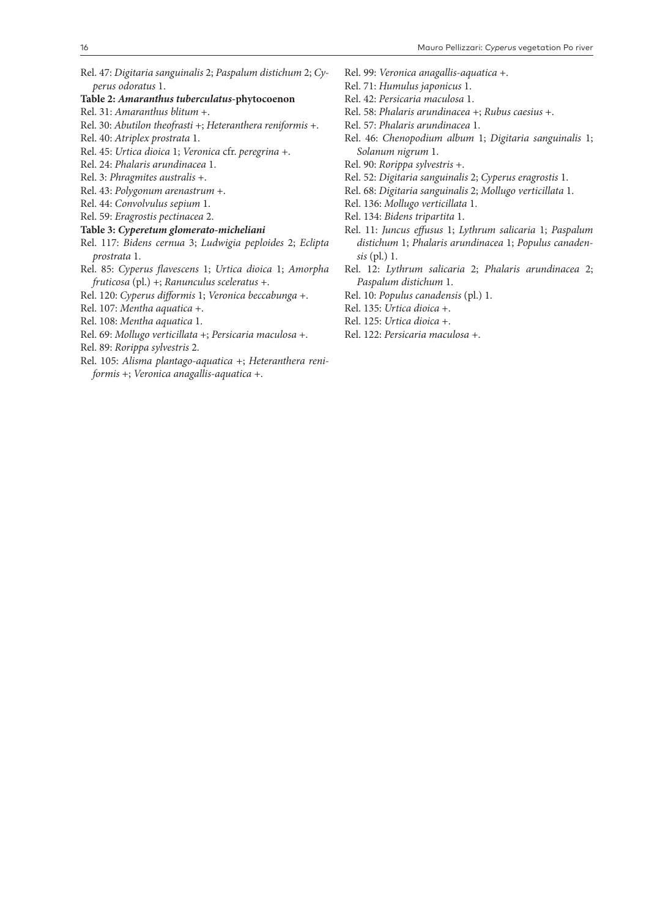Rel. 47: *Digitaria sanguinalis* 2; *Paspalum distichum* 2; *Cyperus odoratus* 1.

**Table 2: *Amaranthus tuberculatus*-phytocoenon**

Rel. 31: *Amaranthus blitum* +.

Rel. 30: *Abutilon theofrasti* +; *Heteranthera reniformis* +.

Rel. 40: *Atriplex prostrata* 1.

Rel. 45: *Urtica dioica* 1; *Veronica* cfr. *peregrina* +.

Rel. 24: *Phalaris arundinacea* 1.

Rel. 3: *Phragmites australis* +.

Rel. 43: *Polygonum arenastrum* +.

Rel. 44: *Convolvulus sepium* 1.

Rel. 59: *Eragrostis pectinacea* 2.

**Table 3: *Cyperetum glomerato-micheliani***

Rel. 117: *Bidens cernua* 3; *Ludwigia peploides* 2; *Eclipta prostrata* 1.

Rel. 85: *Cyperus flavescens* 1; *Urtica dioica* 1; *Amorpha fruticosa* (pl.) +; *Ranunculus sceleratus* +.

Rel. 120: *Cyperus difformis* 1; *Veronica beccabunga* +.

Rel. 107: *Mentha aquatica* +.

Rel. 108: *Mentha aquatica* 1.

Rel. 69: *Mollugo verticillata* +; *Persicaria maculosa* +.

Rel. 89: *Rorippa sylvestris* 2.

Rel. 105: *Alisma plantago-aquatica* +; *Heteranthera reniformis* +; *Veronica anagallis-aquatica* +.

Rel. 99: *Veronica anagallis-aquatica* +.

Rel. 71: *Humulus japonicus* 1.

Rel. 42: *Persicaria maculosa* 1.

Rel. 58: *Phalaris arundinacea* +; *Rubus caesius* +.

Rel. 57: *Phalaris arundinacea* 1.

Rel. 46: *Chenopodium album* 1; *Digitaria sanguinalis* 1; *Solanum nigrum* 1.

Rel. 90: *Rorippa sylvestris* +.

Rel. 52: *Digitaria sanguinalis* 2; *Cyperus eragrostis* 1.

Rel. 68: *Digitaria sanguinalis* 2; *Mollugo verticillata* 1.

Rel. 136: *Mollugo verticillata* 1.

Rel. 134: *Bidens tripartita* 1.

Rel. 11: *Juncus effusus* 1; *Lythrum salicaria* 1; *Paspalum distichum* 1; *Phalaris arundinacea* 1; *Populus canadensis* (pl.) 1.

Rel. 12: *Lythrum salicaria* 2; *Phalaris arundinacea* 2; *Paspalum distichum* 1.

Rel. 10: *Populus canadensis* (pl.) 1.

Rel. 135: *Urtica dioica* +.

Rel. 125: *Urtica dioica* +.

Rel. 122: *Persicaria maculosa* +.